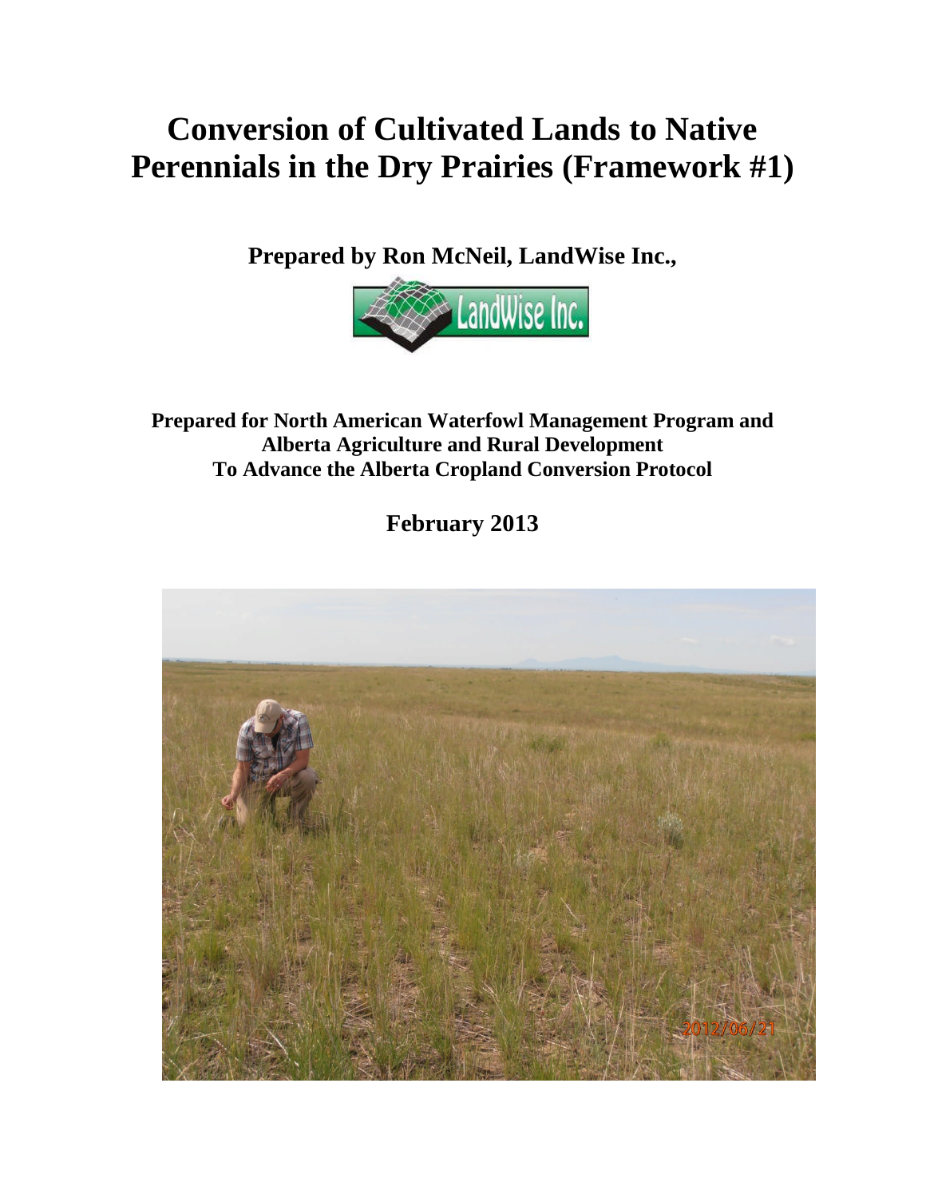# Conversion of Cultivated Lands to Native Perennials in the Dry Prairies (Framework #1)

**Prepared by Ron McNeil, LandWise Inc.,**

**Prepared for North American Waterfowl Management Program and Alberta Agriculture and Rural Development To Advance the Alberta Cropland Conversion Protocol**

**February 2013**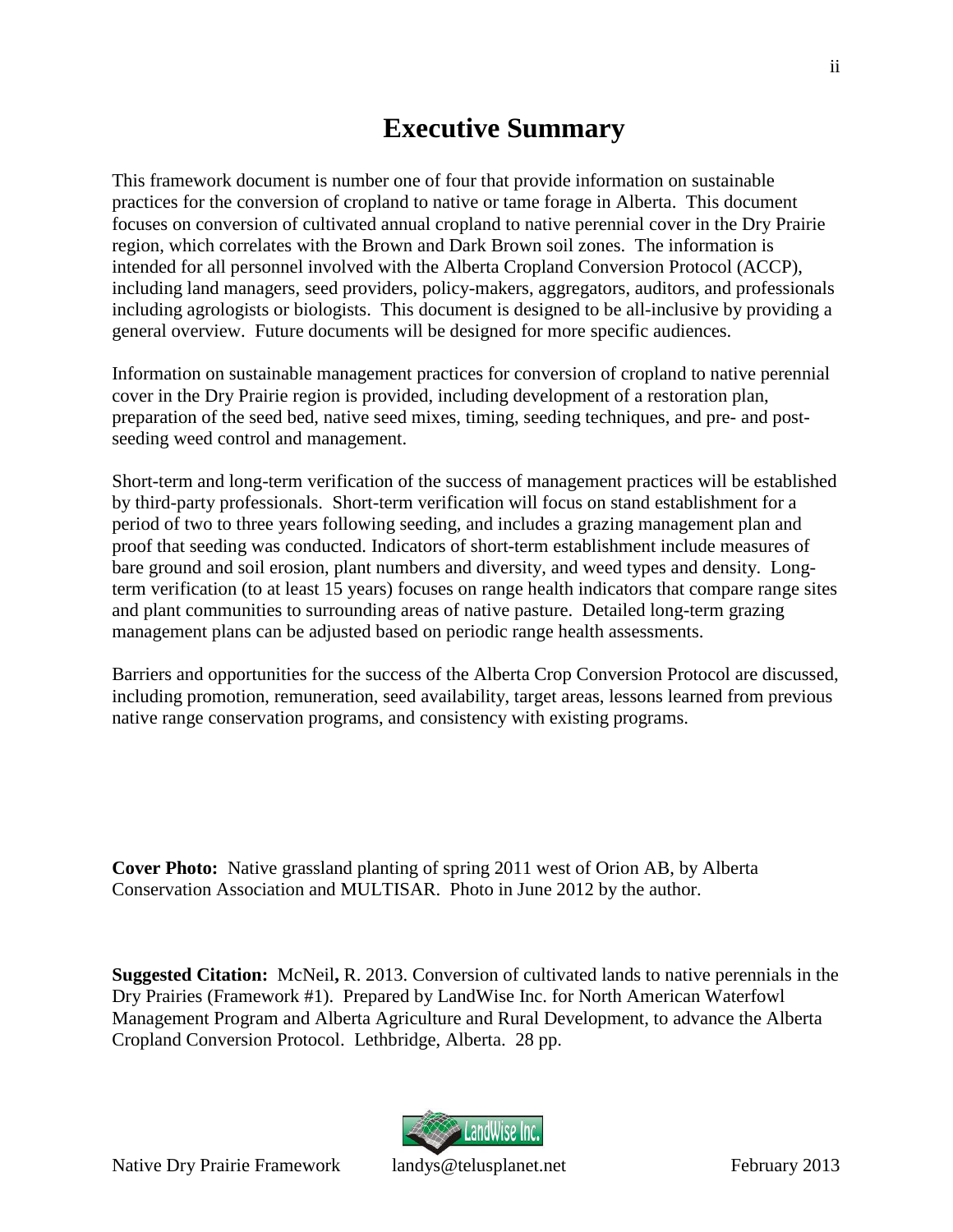# Executive Summary

This framework document is number one of four that provide information on sustainable practices for the conversion of cropland to native or tame forage in Alberta. This document focuses on conversion of cultivated annual cropland to native perennial cover in the Dry Prairie region, which correlates with the Brown and Dark Brown soil zones. The information is intended for all personnel involved with the Alberta Cropland Conversion Protocol (ACCP), including land managers, seed providers, policy-makers, aggregators, auditors, and professionals including agrologists or biologists. This document is designed to be all-inclusive by providing a general overview. Future documents will be designed for more specific audiences.

Information on sustainable management practices for conversion of cropland to native perennial cover in the Dry Prairie region is provided, including development of a restoration plan, preparation of the seed bed, native seed mixes, timing, seeding techniques, and pre- and post-seeding weed control and management.

Short-term and long-term verification of the success of management practices will be established by third-party professionals. Short-term verification will focus on stand establishment for a period of two to three years following seeding, and includes a grazing management plan and proof that seeding was conducted. Indicators of short-term establishment include measures of bare ground and soil erosion, plant numbers and diversity, and weed types and density. Long-term verification (to at least 15 years) focuses on range health indicators that compare range sites and plant communities to surrounding areas of native pasture. Detailed long-term grazing management plans can be adjusted based on periodic range health assessments.

Barriers and opportunities for the success of the Alberta Crop Conversion Protocol are discussed, including promotion, remuneration, seed availability, target areas, lessons learned from previous native range conservation programs, and consistency with existing programs.

**Cover Photo:** Native grassland planting of spring 2011 west of Orion AB, by Alberta Conservation Association and MULTISAR. Photo in June 2012 by the author.

**Suggested Citation:** McNeil**,** R. 2013. Conversion of cultivated lands to native perennials in the Dry Prairies (Framework #1). Prepared by LandWise Inc. for North American Waterfowl Management Program and Alberta Agriculture and Rural Development, to advance the Alberta Cropland Conversion Protocol. Lethbridge, Alberta. 28 pp.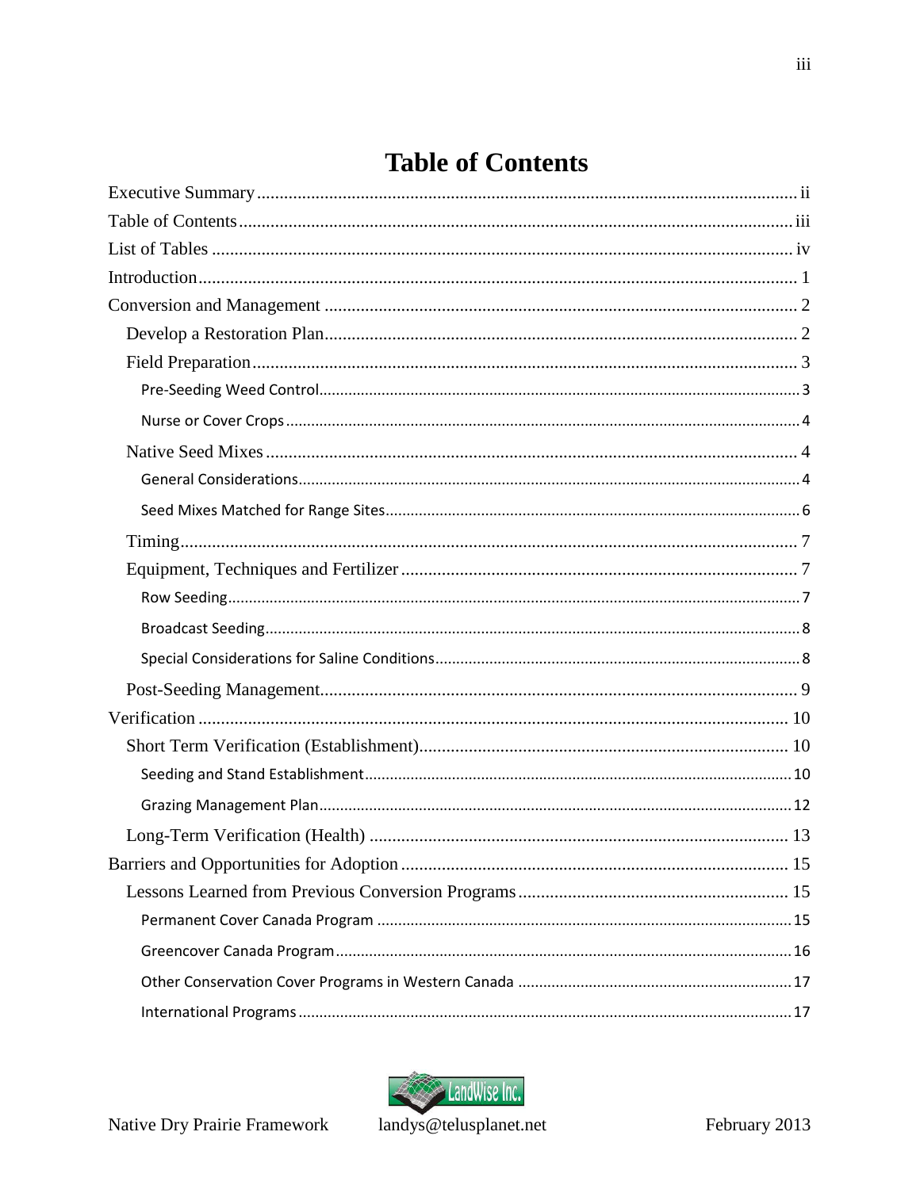# Table of Contents

Executive Summary ........ ii

Table of Contents ........ iii

List of Tables ........ iv

Introduction ........ 1

Conversion and Management ........ 2

- Develop a Restoration Plan ........ 2
- Field Preparation ........ 3
  - Pre-Seeding Weed Control ........ 3
  - Nurse or Cover Crops ........ 4
- Native Seed Mixes ........ 4
  - General Considerations ........ 4
  - Seed Mixes Matched for Range Sites ........ 6
- Timing ........ 7
- Equipment, Techniques and Fertilizer ........ 7
  - Row Seeding ........ 7
  - Broadcast Seeding ........ 8
  - Special Considerations for Saline Conditions ........ 8
- Post-Seeding Management ........ 9

Verification ........ 10

- Short Term Verification (Establishment) ........ 10
  - Seeding and Stand Establishment ........ 10
  - Grazing Management Plan ........ 12
- Long-Term Verification (Health) ........ 13

Barriers and Opportunities for Adoption ........ 15

- Lessons Learned from Previous Conversion Programs ........ 15
  - Permanent Cover Canada Program ........ 15
  - Greencover Canada Program ........ 16
  - Other Conservation Cover Programs in Western Canada ........ 17
  - International Programs ........ 17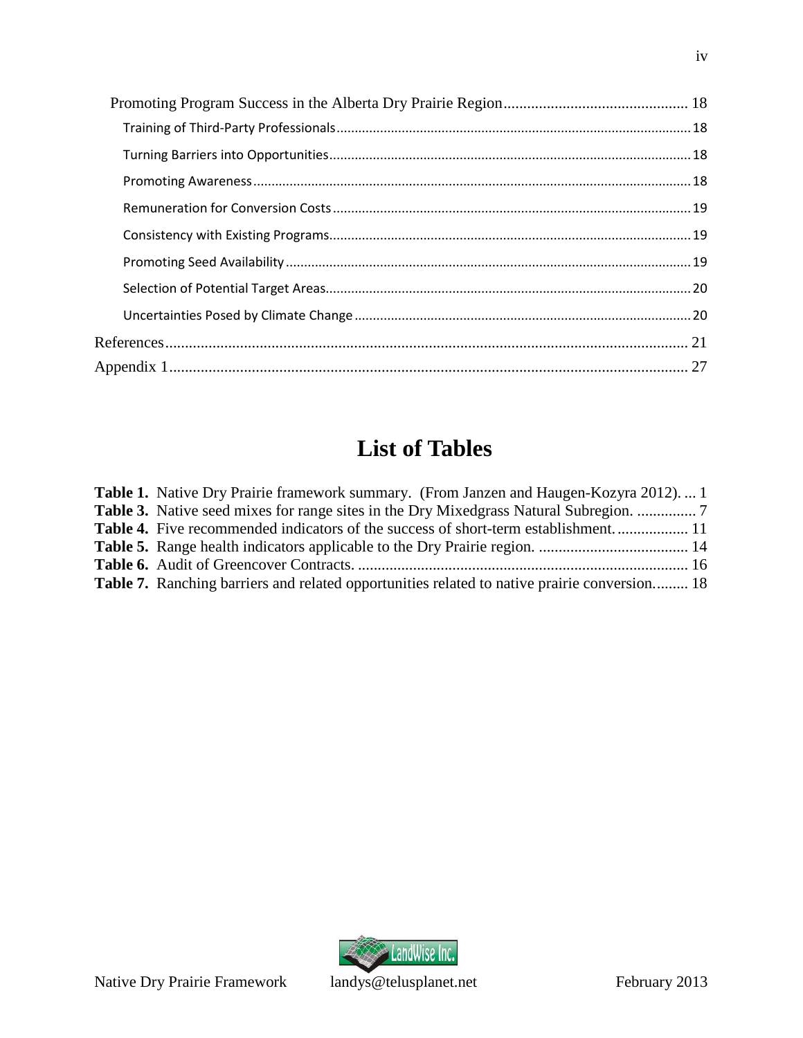Promoting Program Success in the Alberta Dry Prairie Region ........................................ 18

Training of Third-Party Professionals ........................................................................ 18

Turning Barriers into Opportunities ............................................................................ 18

Promoting Awareness .................................................................................................. 18

Remuneration for Conversion Costs ........................................................................... 19

Consistency with Existing Programs ........................................................................... 19

Promoting Seed Availability ........................................................................................ 19

Selection of Potential Target Areas ............................................................................. 20

Uncertainties Posed by Climate Change ..................................................................... 20

References ........................................................................................................................ 21

Appendix 1 ....................................................................................................................... 27

# List of Tables

**Table 1.** Native Dry Prairie framework summary. (From Janzen and Haugen-Kozyra 2012). ... 1
**Table 3.** Native seed mixes for range sites in the Dry Mixedgrass Natural Subregion. ............... 7
**Table 4.** Five recommended indicators of the success of short-term establishment. .................. 11
**Table 5.** Range health indicators applicable to the Dry Prairie region. ...................................... 14
**Table 6.** Audit of Greencover Contracts. .................................................................................... 16
**Table 7.** Ranching barriers and related opportunities related to native prairie conversion......... 18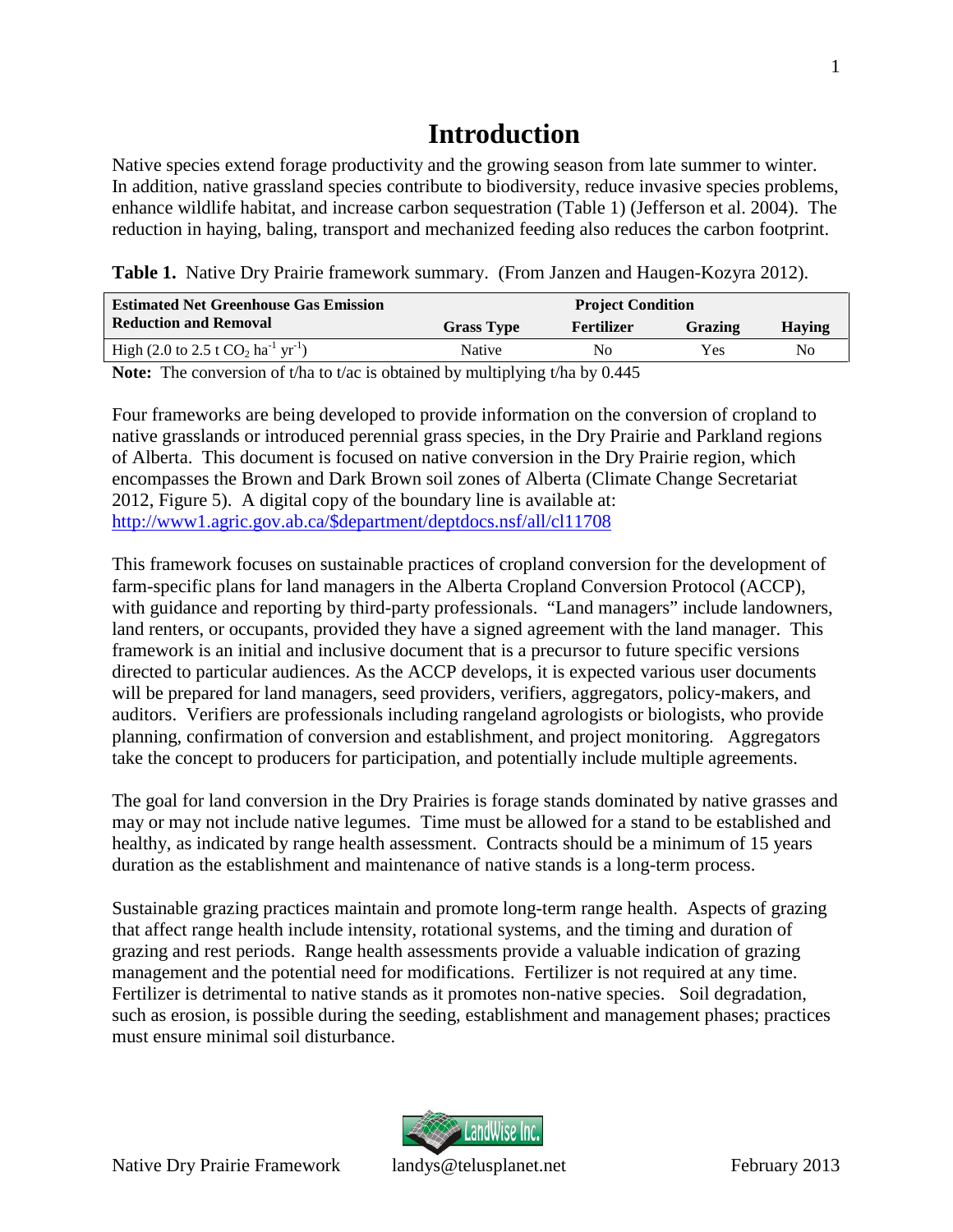# Introduction

Native species extend forage productivity and the growing season from late summer to winter. In addition, native grassland species contribute to biodiversity, reduce invasive species problems, enhance wildlife habitat, and increase carbon sequestration (Table 1) (Jefferson et al. 2004). The reduction in haying, baling, transport and mechanized feeding also reduces the carbon footprint.

**Table 1.** Native Dry Prairie framework summary. (From Janzen and Haugen-Kozyra 2012).

| Estimated Net Greenhouse Gas Emission Reduction and Removal | Project Condition | | | |
|---|---|---|---|---|
| | Grass Type | Fertilizer | Grazing | Haying |
| High (2.0 to 2.5 t $CO_2$ $ha^{-1}$ $yr^{-1}$) | Native | No | Yes | No |

**Note:** The conversion of t/ha to t/ac is obtained by multiplying t/ha by 0.445

Four frameworks are being developed to provide information on the conversion of cropland to native grasslands or introduced perennial grass species, in the Dry Prairie and Parkland regions of Alberta. This document is focused on native conversion in the Dry Prairie region, which encompasses the Brown and Dark Brown soil zones of Alberta (Climate Change Secretariat 2012, Figure 5). A digital copy of the boundary line is available at: http://www1.agric.gov.ab.ca/$department/deptdocs.nsf/all/cl11708

This framework focuses on sustainable practices of cropland conversion for the development of farm-specific plans for land managers in the Alberta Cropland Conversion Protocol (ACCP), with guidance and reporting by third-party professionals. "Land managers" include landowners, land renters, or occupants, provided they have a signed agreement with the land manager. This framework is an initial and inclusive document that is a precursor to future specific versions directed to particular audiences. As the ACCP develops, it is expected various user documents will be prepared for land managers, seed providers, verifiers, aggregators, policy-makers, and auditors. Verifiers are professionals including rangeland agrologists or biologists, who provide planning, confirmation of conversion and establishment, and project monitoring. Aggregators take the concept to producers for participation, and potentially include multiple agreements.

The goal for land conversion in the Dry Prairies is forage stands dominated by native grasses and may or may not include native legumes. Time must be allowed for a stand to be established and healthy, as indicated by range health assessment. Contracts should be a minimum of 15 years duration as the establishment and maintenance of native stands is a long-term process.

Sustainable grazing practices maintain and promote long-term range health. Aspects of grazing that affect range health include intensity, rotational systems, and the timing and duration of grazing and rest periods. Range health assessments provide a valuable indication of grazing management and the potential need for modifications. Fertilizer is not required at any time. Fertilizer is detrimental to native stands as it promotes non-native species. Soil degradation, such as erosion, is possible during the seeding, establishment and management phases; practices must ensure minimal soil disturbance.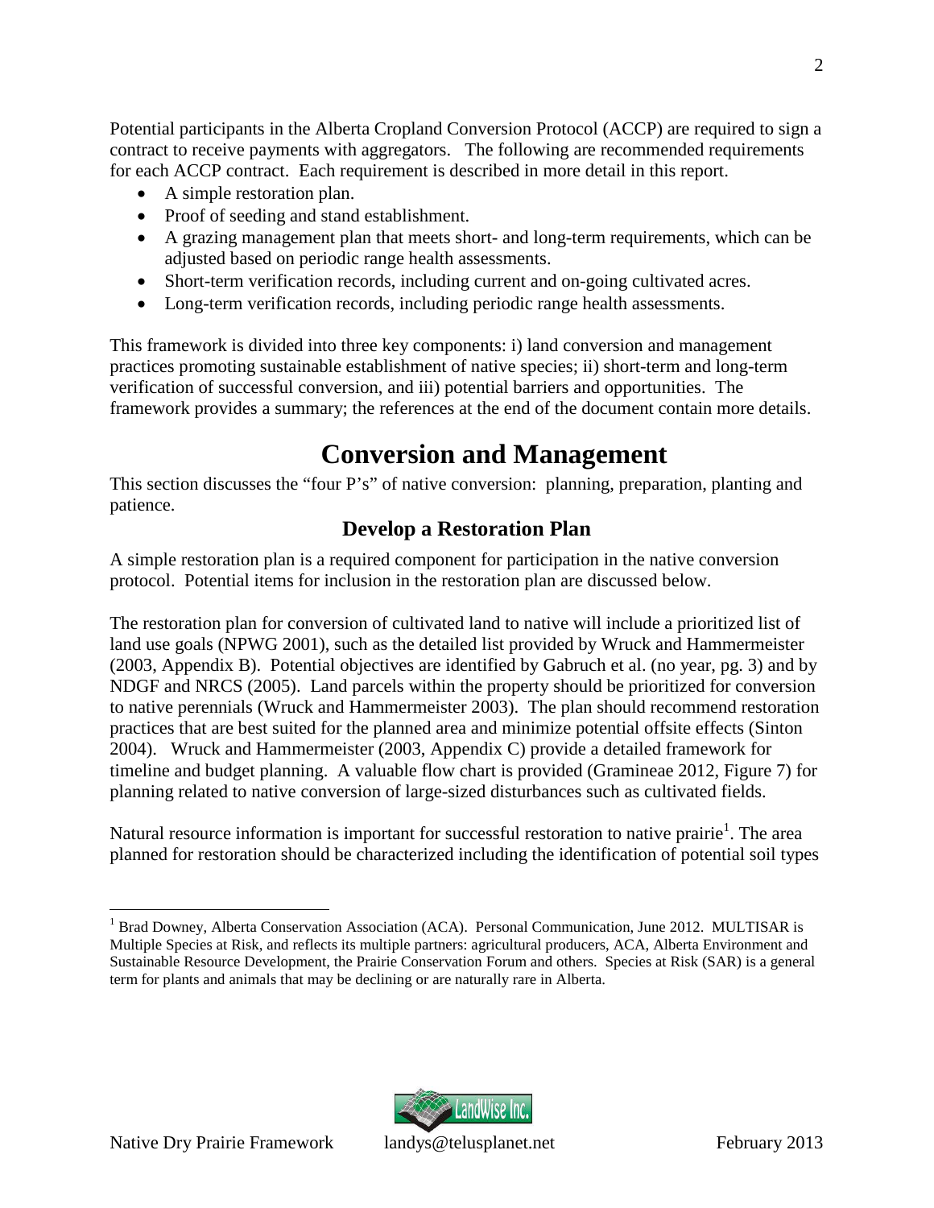Potential participants in the Alberta Cropland Conversion Protocol (ACCP) are required to sign a contract to receive payments with aggregators. The following are recommended requirements for each ACCP contract. Each requirement is described in more detail in this report.

- A simple restoration plan.
- Proof of seeding and stand establishment.
- A grazing management plan that meets short- and long-term requirements, which can be adjusted based on periodic range health assessments.
- Short-term verification records, including current and on-going cultivated acres.
- Long-term verification records, including periodic range health assessments.

This framework is divided into three key components: i) land conversion and management practices promoting sustainable establishment of native species; ii) short-term and long-term verification of successful conversion, and iii) potential barriers and opportunities. The framework provides a summary; the references at the end of the document contain more details.

# Conversion and Management

This section discusses the "four P's" of native conversion: planning, preparation, planting and patience.

## Develop a Restoration Plan

A simple restoration plan is a required component for participation in the native conversion protocol. Potential items for inclusion in the restoration plan are discussed below.

The restoration plan for conversion of cultivated land to native will include a prioritized list of land use goals (NPWG 2001), such as the detailed list provided by Wruck and Hammermeister (2003, Appendix B). Potential objectives are identified by Gabruch et al. (no year, pg. 3) and by NDGF and NRCS (2005). Land parcels within the property should be prioritized for conversion to native perennials (Wruck and Hammermeister 2003). The plan should recommend restoration practices that are best suited for the planned area and minimize potential offsite effects (Sinton 2004). Wruck and Hammermeister (2003, Appendix C) provide a detailed framework for timeline and budget planning. A valuable flow chart is provided (Gramineae 2012, Figure 7) for planning related to native conversion of large-sized disturbances such as cultivated fields.

Natural resource information is important for successful restoration to native prairie[1]. The area planned for restoration should be characterized including the identification of potential soil types

[1] Brad Downey, Alberta Conservation Association (ACA). Personal Communication, June 2012. MULTISAR is Multiple Species at Risk, and reflects its multiple partners: agricultural producers, ACA, Alberta Environment and Sustainable Resource Development, the Prairie Conservation Forum and others. Species at Risk (SAR) is a general term for plants and animals that may be declining or are naturally rare in Alberta.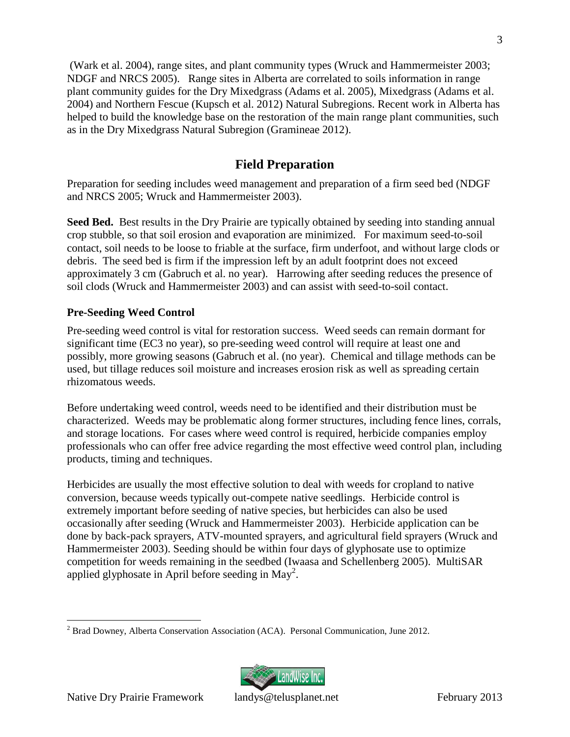(Wark et al. 2004), range sites, and plant community types (Wruck and Hammermeister 2003; NDGF and NRCS 2005). Range sites in Alberta are correlated to soils information in range plant community guides for the Dry Mixedgrass (Adams et al. 2005), Mixedgrass (Adams et al. 2004) and Northern Fescue (Kupsch et al. 2012) Natural Subregions. Recent work in Alberta has helped to build the knowledge base on the restoration of the main range plant communities, such as in the Dry Mixedgrass Natural Subregion (Gramineae 2012).

## Field Preparation

Preparation for seeding includes weed management and preparation of a firm seed bed (NDGF and NRCS 2005; Wruck and Hammermeister 2003).

**Seed Bed.** Best results in the Dry Prairie are typically obtained by seeding into standing annual crop stubble, so that soil erosion and evaporation are minimized. For maximum seed-to-soil contact, soil needs to be loose to friable at the surface, firm underfoot, and without large clods or debris. The seed bed is firm if the impression left by an adult footprint does not exceed approximately 3 cm (Gabruch et al. no year). Harrowing after seeding reduces the presence of soil clods (Wruck and Hammermeister 2003) and can assist with seed-to-soil contact.

### Pre-Seeding Weed Control

Pre-seeding weed control is vital for restoration success. Weed seeds can remain dormant for significant time (EC3 no year), so pre-seeding weed control will require at least one and possibly, more growing seasons (Gabruch et al. (no year). Chemical and tillage methods can be used, but tillage reduces soil moisture and increases erosion risk as well as spreading certain rhizomatous weeds.

Before undertaking weed control, weeds need to be identified and their distribution must be characterized. Weeds may be problematic along former structures, including fence lines, corrals, and storage locations. For cases where weed control is required, herbicide companies employ professionals who can offer free advice regarding the most effective weed control plan, including products, timing and techniques.

Herbicides are usually the most effective solution to deal with weeds for cropland to native conversion, because weeds typically out-compete native seedlings. Herbicide control is extremely important before seeding of native species, but herbicides can also be used occasionally after seeding (Wruck and Hammermeister 2003). Herbicide application can be done by back-pack sprayers, ATV-mounted sprayers, and agricultural field sprayers (Wruck and Hammermeister 2003). Seeding should be within four days of glyphosate use to optimize competition for weeds remaining in the seedbed (Iwaasa and Schellenberg 2005). MultiSAR applied glyphosate in April before seeding in May[2].

[2] Brad Downey, Alberta Conservation Association (ACA). Personal Communication, June 2012.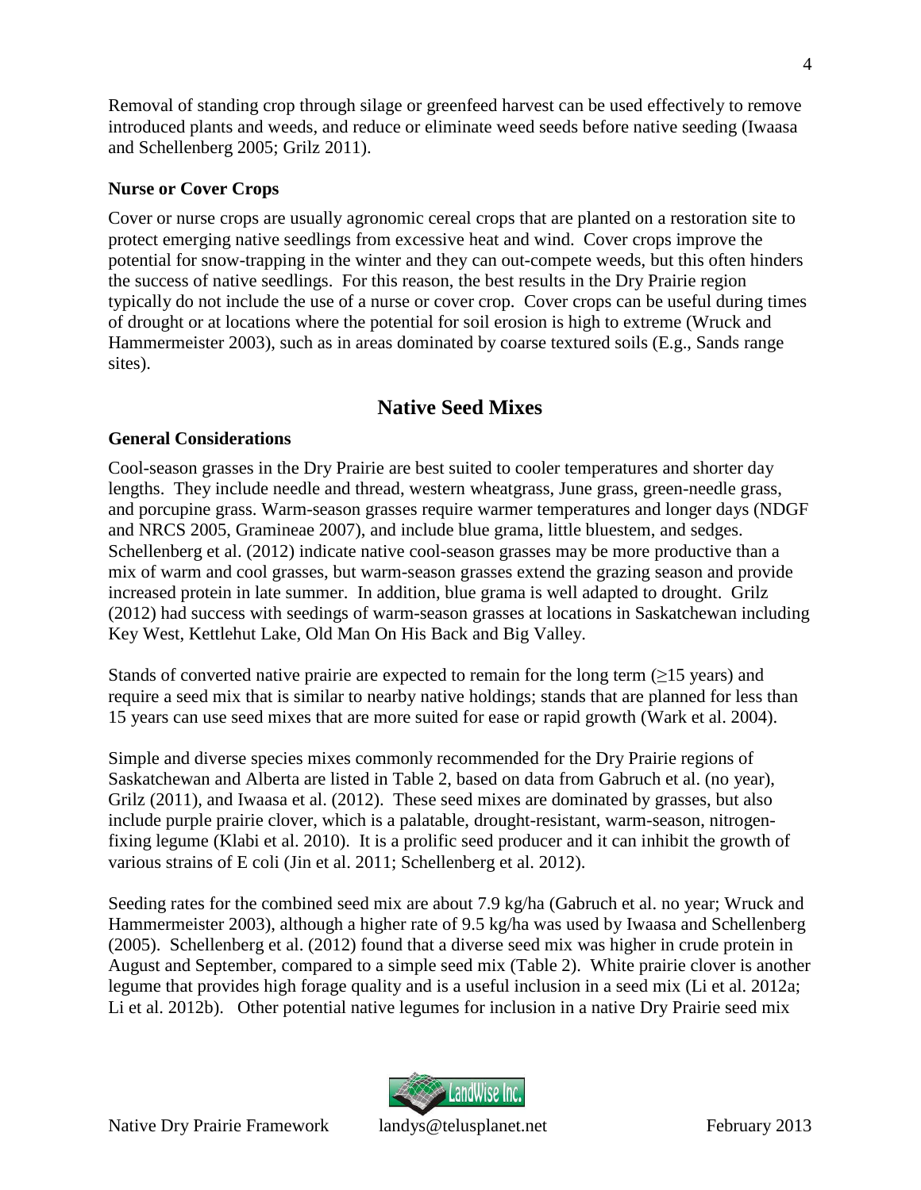Removal of standing crop through silage or greenfeed harvest can be used effectively to remove introduced plants and weeds, and reduce or eliminate weed seeds before native seeding (Iwaasa and Schellenberg 2005; Grilz 2011).

### Nurse or Cover Crops

Cover or nurse crops are usually agronomic cereal crops that are planted on a restoration site to protect emerging native seedlings from excessive heat and wind. Cover crops improve the potential for snow-trapping in the winter and they can out-compete weeds, but this often hinders the success of native seedlings. For this reason, the best results in the Dry Prairie region typically do not include the use of a nurse or cover crop. Cover crops can be useful during times of drought or at locations where the potential for soil erosion is high to extreme (Wruck and Hammermeister 2003), such as in areas dominated by coarse textured soils (E.g., Sands range sites).

## Native Seed Mixes

### General Considerations

Cool-season grasses in the Dry Prairie are best suited to cooler temperatures and shorter day lengths. They include needle and thread, western wheatgrass, June grass, green-needle grass, and porcupine grass. Warm-season grasses require warmer temperatures and longer days (NDGF and NRCS 2005, Gramineae 2007), and include blue grama, little bluestem, and sedges. Schellenberg et al. (2012) indicate native cool-season grasses may be more productive than a mix of warm and cool grasses, but warm-season grasses extend the grazing season and provide increased protein in late summer. In addition, blue grama is well adapted to drought. Grilz (2012) had success with seedings of warm-season grasses at locations in Saskatchewan including Key West, Kettlehut Lake, Old Man On His Back and Big Valley.

Stands of converted native prairie are expected to remain for the long term (≥15 years) and require a seed mix that is similar to nearby native holdings; stands that are planned for less than 15 years can use seed mixes that are more suited for ease or rapid growth (Wark et al. 2004).

Simple and diverse species mixes commonly recommended for the Dry Prairie regions of Saskatchewan and Alberta are listed in Table 2, based on data from Gabruch et al. (no year), Grilz (2011), and Iwaasa et al. (2012). These seed mixes are dominated by grasses, but also include purple prairie clover, which is a palatable, drought-resistant, warm-season, nitrogen-fixing legume (Klabi et al. 2010). It is a prolific seed producer and it can inhibit the growth of various strains of E coli (Jin et al. 2011; Schellenberg et al. 2012).

Seeding rates for the combined seed mix are about 7.9 kg/ha (Gabruch et al. no year; Wruck and Hammermeister 2003), although a higher rate of 9.5 kg/ha was used by Iwaasa and Schellenberg (2005). Schellenberg et al. (2012) found that a diverse seed mix was higher in crude protein in August and September, compared to a simple seed mix (Table 2). White prairie clover is another legume that provides high forage quality and is a useful inclusion in a seed mix (Li et al. 2012a; Li et al. 2012b). Other potential native legumes for inclusion in a native Dry Prairie seed mix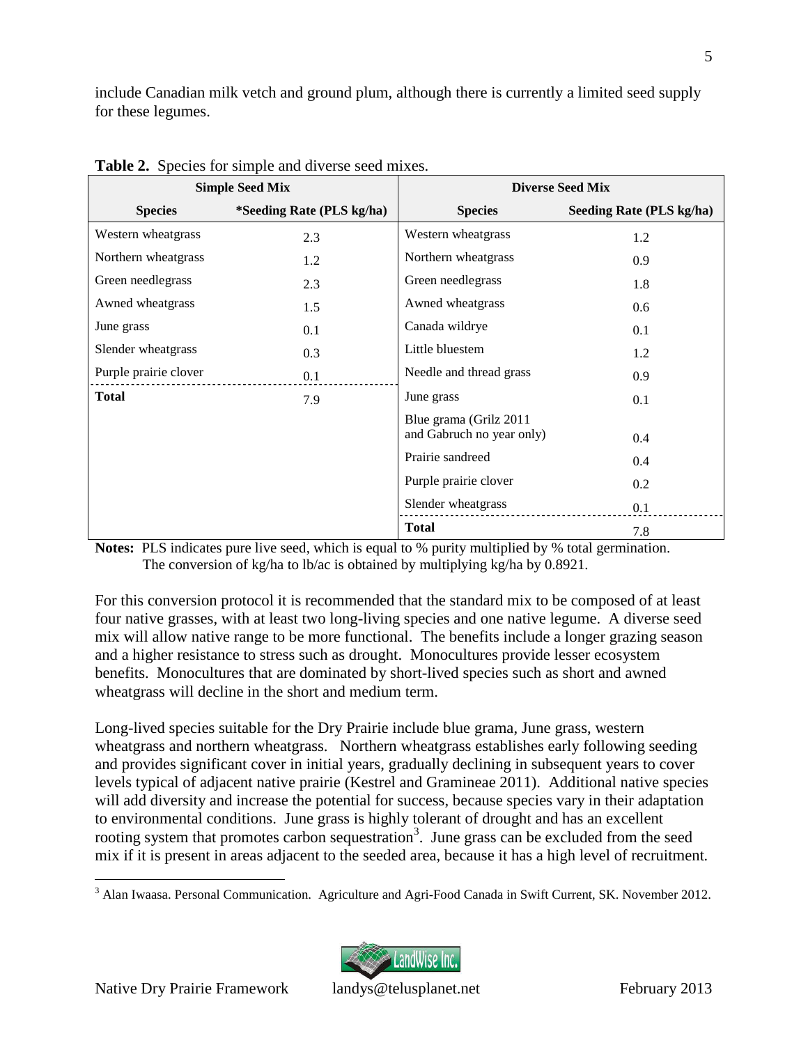include Canadian milk vetch and ground plum, although there is currently a limited seed supply for these legumes.

**Table 2.** Species for simple and diverse seed mixes.

| Simple Seed Mix | | Diverse Seed Mix | |
|---|---|---|---|
| **Species** | **\*Seeding Rate (PLS kg/ha)** | **Species** | **Seeding Rate (PLS kg/ha)** |
| Western wheatgrass | 2.3 | Western wheatgrass | 1.2 |
| Northern wheatgrass | 1.2 | Northern wheatgrass | 0.9 |
| Green needlegrass | 2.3 | Green needlegrass | 1.8 |
| Awned wheatgrass | 1.5 | Awned wheatgrass | 0.6 |
| June grass | 0.1 | Canada wildrye | 0.1 |
| Slender wheatgrass | 0.3 | Little bluestem | 1.2 |
| Purple prairie clover | 0.1 | Needle and thread grass | 0.9 |
| **Total** | 7.9 | June grass | 0.1 |
| | | Blue grama (Grilz 2011 and Gabruch no year only) | 0.4 |
| | | Prairie sandreed | 0.4 |
| | | Purple prairie clover | 0.2 |
| | | Slender wheatgrass | 0.1 |
| | | **Total** | 7.8 |

**Notes:** PLS indicates pure live seed, which is equal to % purity multiplied by % total germination. The conversion of kg/ha to lb/ac is obtained by multiplying kg/ha by 0.8921.

For this conversion protocol it is recommended that the standard mix to be composed of at least four native grasses, with at least two long-living species and one native legume. A diverse seed mix will allow native range to be more functional. The benefits include a longer grazing season and a higher resistance to stress such as drought. Monocultures provide lesser ecosystem benefits. Monocultures that are dominated by short-lived species such as short and awned wheatgrass will decline in the short and medium term.

Long-lived species suitable for the Dry Prairie include blue grama, June grass, western wheatgrass and northern wheatgrass. Northern wheatgrass establishes early following seeding and provides significant cover in initial years, gradually declining in subsequent years to cover levels typical of adjacent native prairie (Kestrel and Gramineae 2011). Additional native species will add diversity and increase the potential for success, because species vary in their adaptation to environmental conditions. June grass is highly tolerant of drought and has an excellent rooting system that promotes carbon sequestration[3]. June grass can be excluded from the seed mix if it is present in areas adjacent to the seeded area, because it has a high level of recruitment.

[3] Alan Iwaasa. Personal Communication. Agriculture and Agri-Food Canada in Swift Current, SK. November 2012.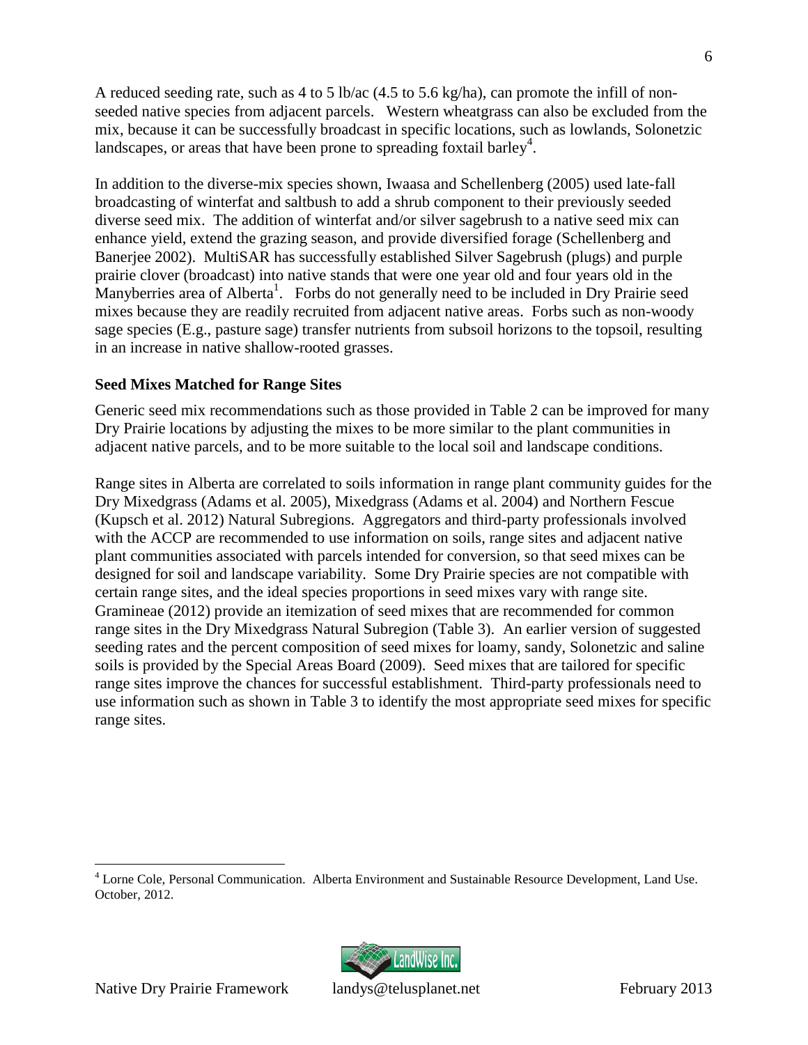A reduced seeding rate, such as 4 to 5 lb/ac (4.5 to 5.6 kg/ha), can promote the infill of non-seeded native species from adjacent parcels. Western wheatgrass can also be excluded from the mix, because it can be successfully broadcast in specific locations, such as lowlands, Solonetzic landscapes, or areas that have been prone to spreading foxtail barley[4].

In addition to the diverse-mix species shown, Iwaasa and Schellenberg (2005) used late-fall broadcasting of winterfat and saltbush to add a shrub component to their previously seeded diverse seed mix. The addition of winterfat and/or silver sagebrush to a native seed mix can enhance yield, extend the grazing season, and provide diversified forage (Schellenberg and Banerjee 2002). MultiSAR has successfully established Silver Sagebrush (plugs) and purple prairie clover (broadcast) into native stands that were one year old and four years old in the Manyberries area of Alberta[1]. Forbs do not generally need to be included in Dry Prairie seed mixes because they are readily recruited from adjacent native areas. Forbs such as non-woody sage species (E.g., pasture sage) transfer nutrients from subsoil horizons to the topsoil, resulting in an increase in native shallow-rooted grasses.

### Seed Mixes Matched for Range Sites

Generic seed mix recommendations such as those provided in Table 2 can be improved for many Dry Prairie locations by adjusting the mixes to be more similar to the plant communities in adjacent native parcels, and to be more suitable to the local soil and landscape conditions.

Range sites in Alberta are correlated to soils information in range plant community guides for the Dry Mixedgrass (Adams et al. 2005), Mixedgrass (Adams et al. 2004) and Northern Fescue (Kupsch et al. 2012) Natural Subregions. Aggregators and third-party professionals involved with the ACCP are recommended to use information on soils, range sites and adjacent native plant communities associated with parcels intended for conversion, so that seed mixes can be designed for soil and landscape variability. Some Dry Prairie species are not compatible with certain range sites, and the ideal species proportions in seed mixes vary with range site. Gramineae (2012) provide an itemization of seed mixes that are recommended for common range sites in the Dry Mixedgrass Natural Subregion (Table 3). An earlier version of suggested seeding rates and the percent composition of seed mixes for loamy, sandy, Solonetzic and saline soils is provided by the Special Areas Board (2009). Seed mixes that are tailored for specific range sites improve the chances for successful establishment. Third-party professionals need to use information such as shown in Table 3 to identify the most appropriate seed mixes for specific range sites.

[4] Lorne Cole, Personal Communication. Alberta Environment and Sustainable Resource Development, Land Use. October, 2012.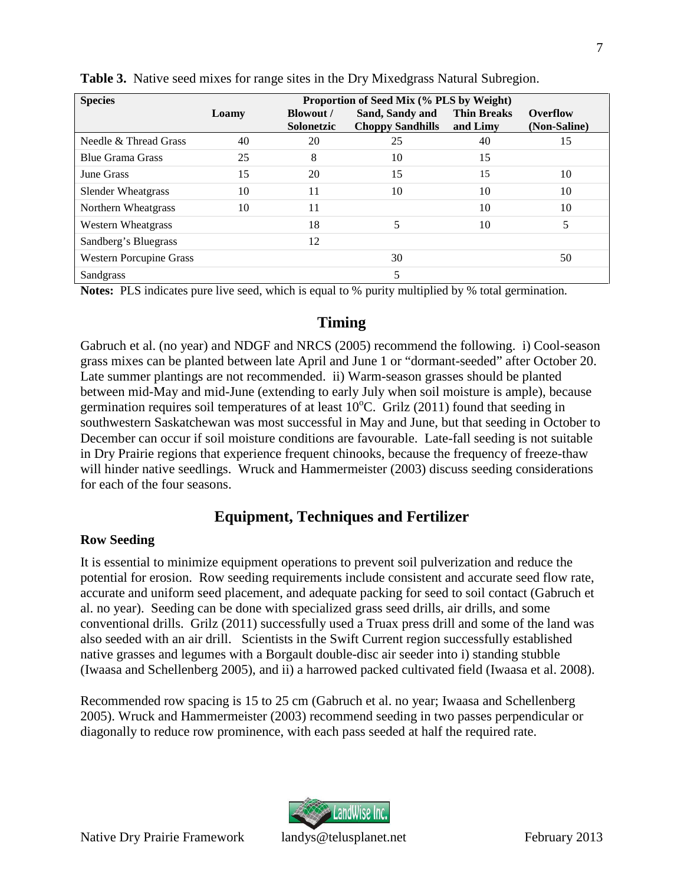**Table 3.** Native seed mixes for range sites in the Dry Mixedgrass Natural Subregion.

| Species | Proportion of Seed Mix (% PLS by Weight) | | | | |
|---|---|---|---|---|---|
| | Loamy | Blowout / Solonetzic | Sand, Sandy and Choppy Sandhills | Thin Breaks and Limy | Overflow (Non-Saline) |
| Needle & Thread Grass | 40 | 20 | 25 | 40 | 15 |
| Blue Grama Grass | 25 | 8 | 10 | 15 | |
| June Grass | 15 | 20 | 15 | 15 | 10 |
| Slender Wheatgrass | 10 | 11 | 10 | 10 | 10 |
| Northern Wheatgrass | 10 | 11 | | 10 | 10 |
| Western Wheatgrass | | 18 | 5 | 10 | 5 |
| Sandberg's Bluegrass | | 12 | | | |
| Western Porcupine Grass | | | 30 | | 50 |
| Sandgrass | | | 5 | | |

**Notes:** PLS indicates pure live seed, which is equal to % purity multiplied by % total germination.

## Timing

Gabruch et al. (no year) and NDGF and NRCS (2005) recommend the following. i) Cool-season grass mixes can be planted between late April and June 1 or "dormant-seeded" after October 20. Late summer plantings are not recommended. ii) Warm-season grasses should be planted between mid-May and mid-June (extending to early July when soil moisture is ample), because germination requires soil temperatures of at least 10°C. Grilz (2011) found that seeding in southwestern Saskatchewan was most successful in May and June, but that seeding in October to December can occur if soil moisture conditions are favourable. Late-fall seeding is not suitable in Dry Prairie regions that experience frequent chinooks, because the frequency of freeze-thaw will hinder native seedlings. Wruck and Hammermeister (2003) discuss seeding considerations for each of the four seasons.

## Equipment, Techniques and Fertilizer

### Row Seeding

It is essential to minimize equipment operations to prevent soil pulverization and reduce the potential for erosion. Row seeding requirements include consistent and accurate seed flow rate, accurate and uniform seed placement, and adequate packing for seed to soil contact (Gabruch et al. no year). Seeding can be done with specialized grass seed drills, air drills, and some conventional drills. Grilz (2011) successfully used a Truax press drill and some of the land was also seeded with an air drill. Scientists in the Swift Current region successfully established native grasses and legumes with a Borgault double-disc air seeder into i) standing stubble (Iwaasa and Schellenberg 2005), and ii) a harrowed packed cultivated field (Iwaasa et al. 2008).

Recommended row spacing is 15 to 25 cm (Gabruch et al. no year; Iwaasa and Schellenberg 2005). Wruck and Hammermeister (2003) recommend seeding in two passes perpendicular or diagonally to reduce row prominence, with each pass seeded at half the required rate.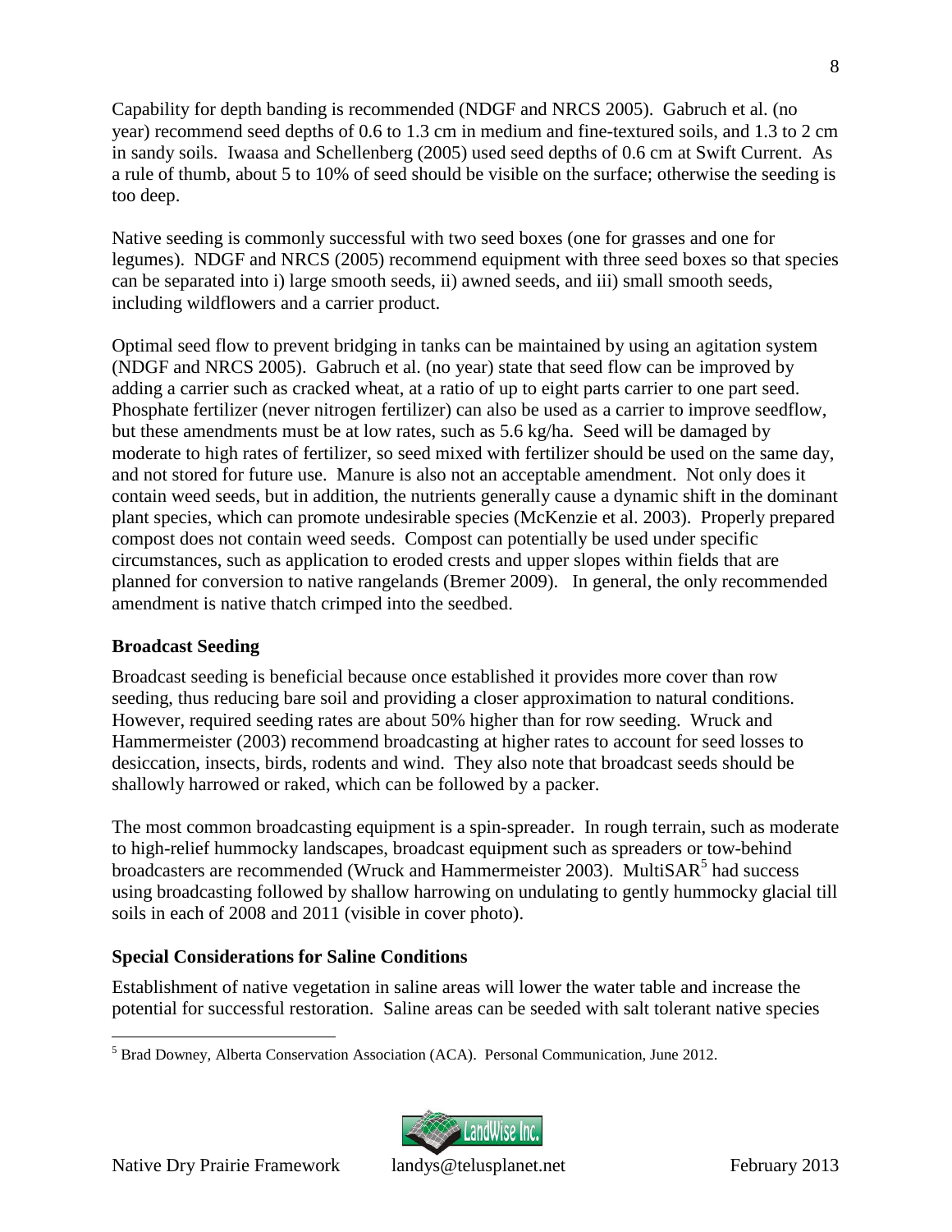Capability for depth banding is recommended (NDGF and NRCS 2005). Gabruch et al. (no year) recommend seed depths of 0.6 to 1.3 cm in medium and fine-textured soils, and 1.3 to 2 cm in sandy soils. Iwaasa and Schellenberg (2005) used seed depths of 0.6 cm at Swift Current. As a rule of thumb, about 5 to 10% of seed should be visible on the surface; otherwise the seeding is too deep.

Native seeding is commonly successful with two seed boxes (one for grasses and one for legumes). NDGF and NRCS (2005) recommend equipment with three seed boxes so that species can be separated into i) large smooth seeds, ii) awned seeds, and iii) small smooth seeds, including wildflowers and a carrier product.

Optimal seed flow to prevent bridging in tanks can be maintained by using an agitation system (NDGF and NRCS 2005). Gabruch et al. (no year) state that seed flow can be improved by adding a carrier such as cracked wheat, at a ratio of up to eight parts carrier to one part seed. Phosphate fertilizer (never nitrogen fertilizer) can also be used as a carrier to improve seedflow, but these amendments must be at low rates, such as 5.6 kg/ha. Seed will be damaged by moderate to high rates of fertilizer, so seed mixed with fertilizer should be used on the same day, and not stored for future use. Manure is also not an acceptable amendment. Not only does it contain weed seeds, but in addition, the nutrients generally cause a dynamic shift in the dominant plant species, which can promote undesirable species (McKenzie et al. 2003). Properly prepared compost does not contain weed seeds. Compost can potentially be used under specific circumstances, such as application to eroded crests and upper slopes within fields that are planned for conversion to native rangelands (Bremer 2009). In general, the only recommended amendment is native thatch crimped into the seedbed.

### Broadcast Seeding

Broadcast seeding is beneficial because once established it provides more cover than row seeding, thus reducing bare soil and providing a closer approximation to natural conditions. However, required seeding rates are about 50% higher than for row seeding. Wruck and Hammermeister (2003) recommend broadcasting at higher rates to account for seed losses to desiccation, insects, birds, rodents and wind. They also note that broadcast seeds should be shallowly harrowed or raked, which can be followed by a packer.

The most common broadcasting equipment is a spin-spreader. In rough terrain, such as moderate to high-relief hummocky landscapes, broadcast equipment such as spreaders or tow-behind broadcasters are recommended (Wruck and Hammermeister 2003). MultiSAR[5] had success using broadcasting followed by shallow harrowing on undulating to gently hummocky glacial till soils in each of 2008 and 2011 (visible in cover photo).

### Special Considerations for Saline Conditions

Establishment of native vegetation in saline areas will lower the water table and increase the potential for successful restoration. Saline areas can be seeded with salt tolerant native species

[5] Brad Downey, Alberta Conservation Association (ACA). Personal Communication, June 2012.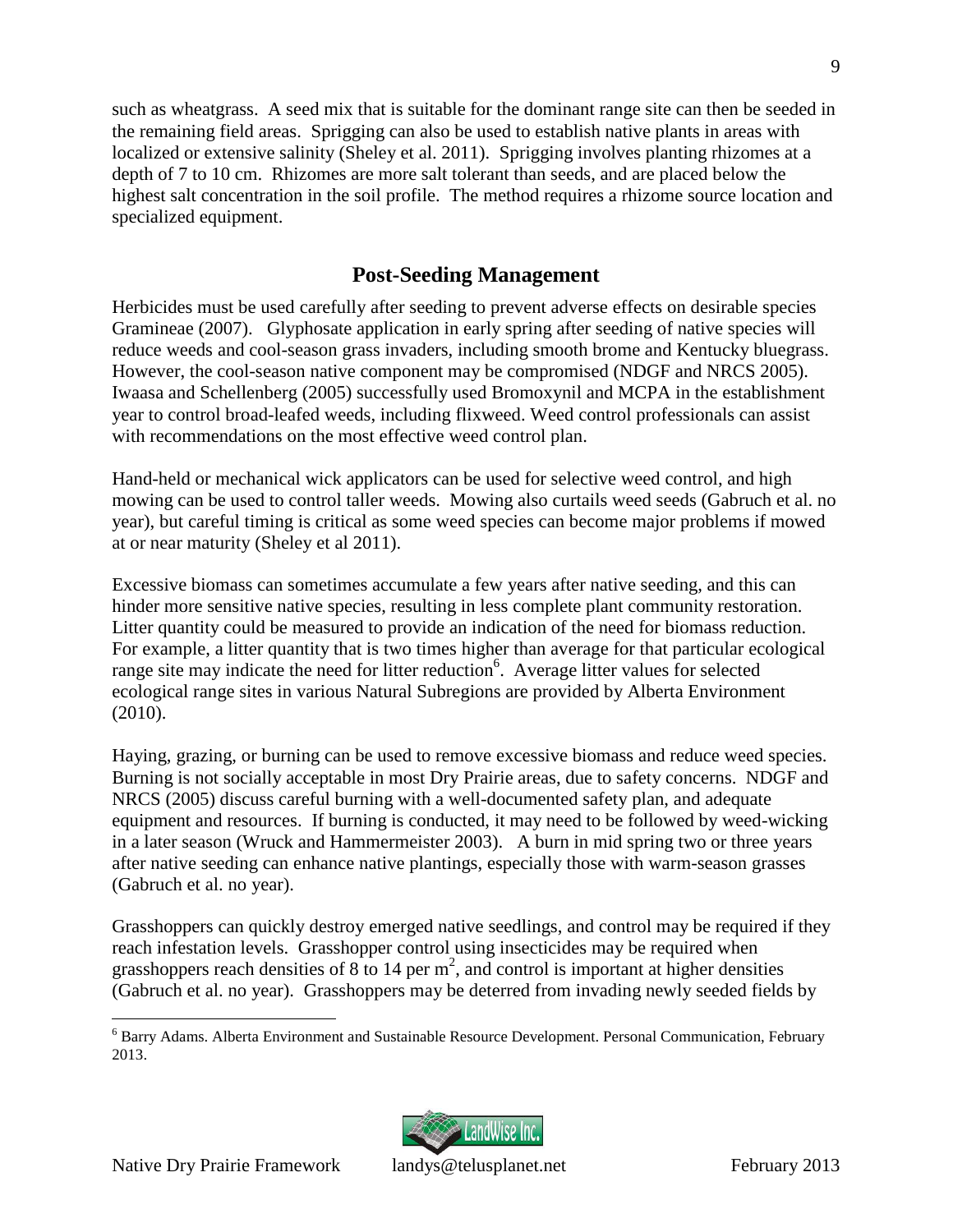such as wheatgrass. A seed mix that is suitable for the dominant range site can then be seeded in the remaining field areas. Sprigging can also be used to establish native plants in areas with localized or extensive salinity (Sheley et al. 2011). Sprigging involves planting rhizomes at a depth of 7 to 10 cm. Rhizomes are more salt tolerant than seeds, and are placed below the highest salt concentration in the soil profile. The method requires a rhizome source location and specialized equipment.

## Post-Seeding Management

Herbicides must be used carefully after seeding to prevent adverse effects on desirable species Gramineae (2007). Glyphosate application in early spring after seeding of native species will reduce weeds and cool-season grass invaders, including smooth brome and Kentucky bluegrass. However, the cool-season native component may be compromised (NDGF and NRCS 2005). Iwaasa and Schellenberg (2005) successfully used Bromoxynil and MCPA in the establishment year to control broad-leafed weeds, including flixweed. Weed control professionals can assist with recommendations on the most effective weed control plan.

Hand-held or mechanical wick applicators can be used for selective weed control, and high mowing can be used to control taller weeds. Mowing also curtails weed seeds (Gabruch et al. no year), but careful timing is critical as some weed species can become major problems if mowed at or near maturity (Sheley et al 2011).

Excessive biomass can sometimes accumulate a few years after native seeding, and this can hinder more sensitive native species, resulting in less complete plant community restoration. Litter quantity could be measured to provide an indication of the need for biomass reduction. For example, a litter quantity that is two times higher than average for that particular ecological range site may indicate the need for litter reduction[6]. Average litter values for selected ecological range sites in various Natural Subregions are provided by Alberta Environment (2010).

Haying, grazing, or burning can be used to remove excessive biomass and reduce weed species. Burning is not socially acceptable in most Dry Prairie areas, due to safety concerns. NDGF and NRCS (2005) discuss careful burning with a well-documented safety plan, and adequate equipment and resources. If burning is conducted, it may need to be followed by weed-wicking in a later season (Wruck and Hammermeister 2003). A burn in mid spring two or three years after native seeding can enhance native plantings, especially those with warm-season grasses (Gabruch et al. no year).

Grasshoppers can quickly destroy emerged native seedlings, and control may be required if they reach infestation levels. Grasshopper control using insecticides may be required when grasshoppers reach densities of 8 to 14 per $m^2$, and control is important at higher densities (Gabruch et al. no year). Grasshoppers may be deterred from invading newly seeded fields by

[6] Barry Adams. Alberta Environment and Sustainable Resource Development. Personal Communication, February 2013.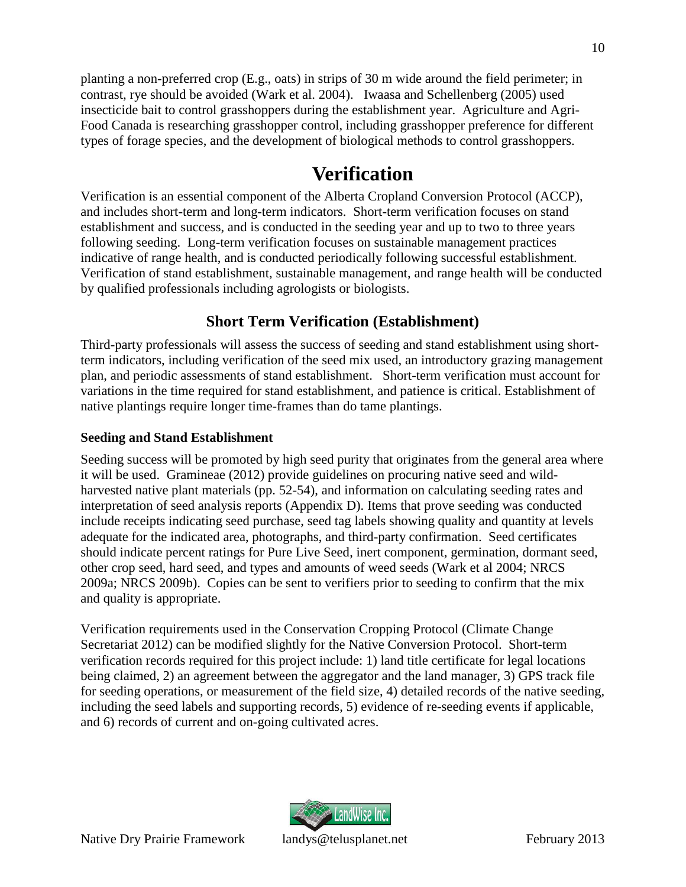planting a non-preferred crop (E.g., oats) in strips of 30 m wide around the field perimeter; in contrast, rye should be avoided (Wark et al. 2004). Iwaasa and Schellenberg (2005) used insecticide bait to control grasshoppers during the establishment year. Agriculture and Agri-Food Canada is researching grasshopper control, including grasshopper preference for different types of forage species, and the development of biological methods to control grasshoppers.

# Verification

Verification is an essential component of the Alberta Cropland Conversion Protocol (ACCP), and includes short-term and long-term indicators. Short-term verification focuses on stand establishment and success, and is conducted in the seeding year and up to two to three years following seeding. Long-term verification focuses on sustainable management practices indicative of range health, and is conducted periodically following successful establishment. Verification of stand establishment, sustainable management, and range health will be conducted by qualified professionals including agrologists or biologists.

## Short Term Verification (Establishment)

Third-party professionals will assess the success of seeding and stand establishment using short-term indicators, including verification of the seed mix used, an introductory grazing management plan, and periodic assessments of stand establishment. Short-term verification must account for variations in the time required for stand establishment, and patience is critical. Establishment of native plantings require longer time-frames than do tame plantings.

**Seeding and Stand Establishment**

Seeding success will be promoted by high seed purity that originates from the general area where it will be used. Gramineae (2012) provide guidelines on procuring native seed and wild-harvested native plant materials (pp. 52-54), and information on calculating seeding rates and interpretation of seed analysis reports (Appendix D). Items that prove seeding was conducted include receipts indicating seed purchase, seed tag labels showing quality and quantity at levels adequate for the indicated area, photographs, and third-party confirmation. Seed certificates should indicate percent ratings for Pure Live Seed, inert component, germination, dormant seed, other crop seed, hard seed, and types and amounts of weed seeds (Wark et al 2004; NRCS 2009a; NRCS 2009b). Copies can be sent to verifiers prior to seeding to confirm that the mix and quality is appropriate.

Verification requirements used in the Conservation Cropping Protocol (Climate Change Secretariat 2012) can be modified slightly for the Native Conversion Protocol. Short-term verification records required for this project include: 1) land title certificate for legal locations being claimed, 2) an agreement between the aggregator and the land manager, 3) GPS track file for seeding operations, or measurement of the field size, 4) detailed records of the native seeding, including the seed labels and supporting records, 5) evidence of re-seeding events if applicable, and 6) records of current and on-going cultivated acres.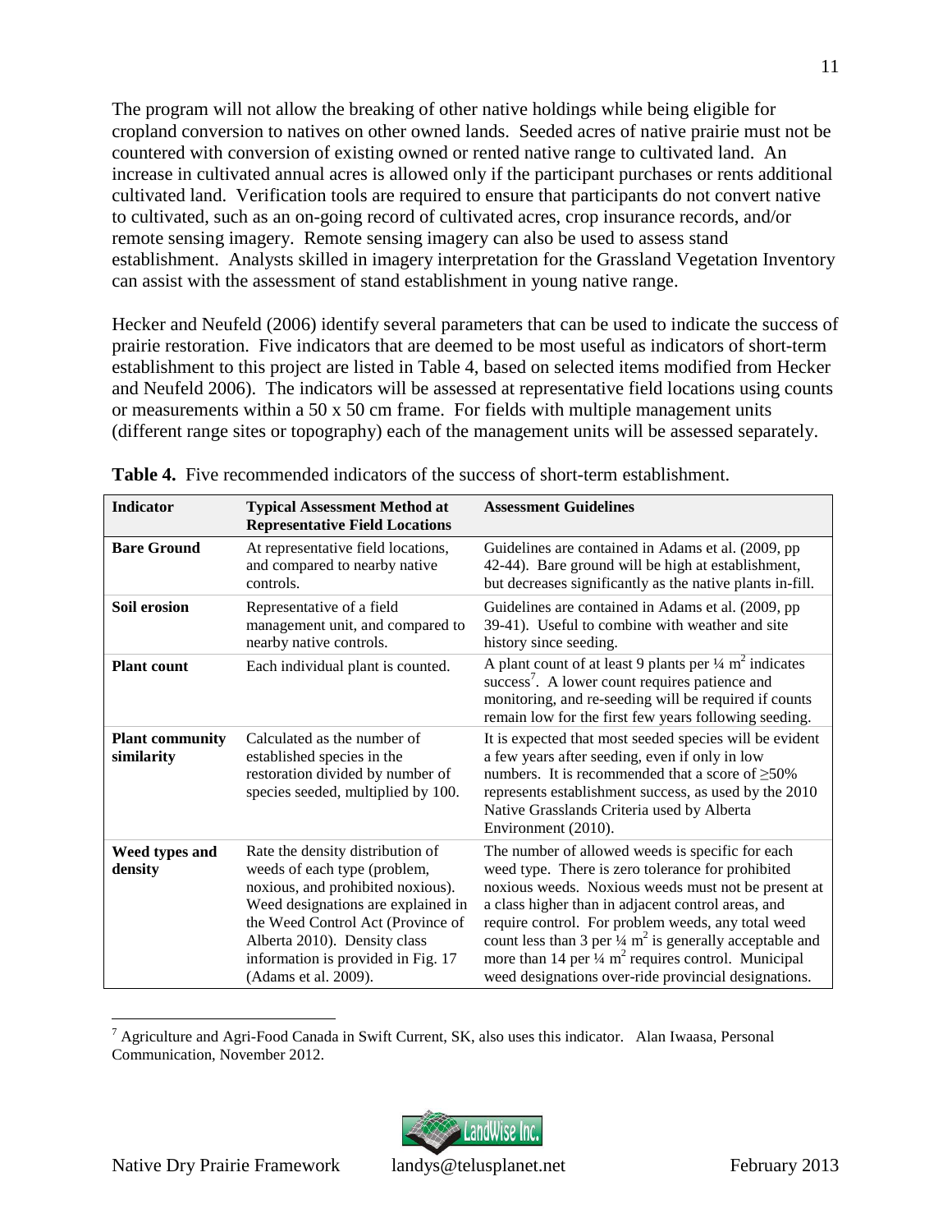The program will not allow the breaking of other native holdings while being eligible for cropland conversion to natives on other owned lands. Seeded acres of native prairie must not be countered with conversion of existing owned or rented native range to cultivated land. An increase in cultivated annual acres is allowed only if the participant purchases or rents additional cultivated land. Verification tools are required to ensure that participants do not convert native to cultivated, such as an on-going record of cultivated acres, crop insurance records, and/or remote sensing imagery. Remote sensing imagery can also be used to assess stand establishment. Analysts skilled in imagery interpretation for the Grassland Vegetation Inventory can assist with the assessment of stand establishment in young native range.

Hecker and Neufeld (2006) identify several parameters that can be used to indicate the success of prairie restoration. Five indicators that are deemed to be most useful as indicators of short-term establishment to this project are listed in Table 4, based on selected items modified from Hecker and Neufeld 2006). The indicators will be assessed at representative field locations using counts or measurements within a 50 x 50 cm frame. For fields with multiple management units (different range sites or topography) each of the management units will be assessed separately.

**Table 4.** Five recommended indicators of the success of short-term establishment.

| Indicator | Typical Assessment Method at Representative Field Locations | Assessment Guidelines |
|---|---|---|
| **Bare Ground** | At representative field locations, and compared to nearby native controls. | Guidelines are contained in Adams et al. (2009, pp 42-44). Bare ground will be high at establishment, but decreases significantly as the native plants in-fill. |
| **Soil erosion** | Representative of a field management unit, and compared to nearby native controls. | Guidelines are contained in Adams et al. (2009, pp 39-41). Useful to combine with weather and site history since seeding. |
| **Plant count** | Each individual plant is counted. | A plant count of at least 9 plants per ¼ $m^2$ indicates success[7]. A lower count requires patience and monitoring, and re-seeding will be required if counts remain low for the first few years following seeding. |
| **Plant community similarity** | Calculated as the number of established species in the restoration divided by number of species seeded, multiplied by 100. | It is expected that most seeded species will be evident a few years after seeding, even if only in low numbers. It is recommended that a score of ≥50% represents establishment success, as used by the 2010 Native Grasslands Criteria used by Alberta Environment (2010). |
| **Weed types and density** | Rate the density distribution of weeds of each type (problem, noxious, and prohibited noxious). Weed designations are explained in the Weed Control Act (Province of Alberta 2010). Density class information is provided in Fig. 17 (Adams et al. 2009). | The number of allowed weeds is specific for each weed type. There is zero tolerance for prohibited noxious weeds. Noxious weeds must not be present at a class higher than in adjacent control areas, and require control. For problem weeds, any total weed count less than 3 per ¼ $m^2$ is generally acceptable and more than 14 per ¼ $m^2$ requires control. Municipal weed designations over-ride provincial designations. |

[7] Agriculture and Agri-Food Canada in Swift Current, SK, also uses this indicator. Alan Iwaasa, Personal Communication, November 2012.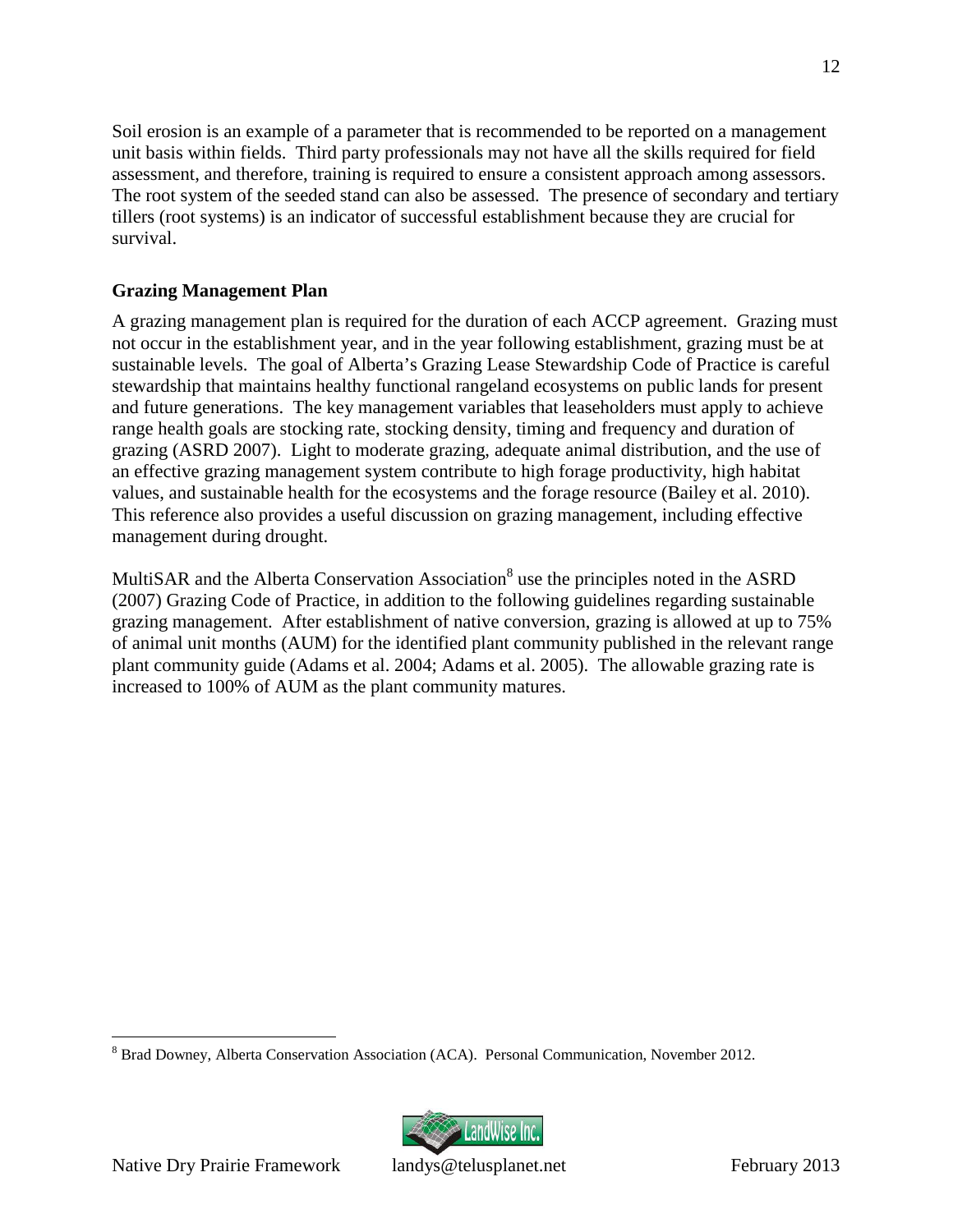Soil erosion is an example of a parameter that is recommended to be reported on a management unit basis within fields. Third party professionals may not have all the skills required for field assessment, and therefore, training is required to ensure a consistent approach among assessors. The root system of the seeded stand can also be assessed. The presence of secondary and tertiary tillers (root systems) is an indicator of successful establishment because they are crucial for survival.

## Grazing Management Plan

A grazing management plan is required for the duration of each ACCP agreement. Grazing must not occur in the establishment year, and in the year following establishment, grazing must be at sustainable levels. The goal of Alberta's Grazing Lease Stewardship Code of Practice is careful stewardship that maintains healthy functional rangeland ecosystems on public lands for present and future generations. The key management variables that leaseholders must apply to achieve range health goals are stocking rate, stocking density, timing and frequency and duration of grazing (ASRD 2007). Light to moderate grazing, adequate animal distribution, and the use of an effective grazing management system contribute to high forage productivity, high habitat values, and sustainable health for the ecosystems and the forage resource (Bailey et al. 2010). This reference also provides a useful discussion on grazing management, including effective management during drought.

MultiSAR and the Alberta Conservation Association[8] use the principles noted in the ASRD (2007) Grazing Code of Practice, in addition to the following guidelines regarding sustainable grazing management. After establishment of native conversion, grazing is allowed at up to 75% of animal unit months (AUM) for the identified plant community published in the relevant range plant community guide (Adams et al. 2004; Adams et al. 2005). The allowable grazing rate is increased to 100% of AUM as the plant community matures.

[8] Brad Downey, Alberta Conservation Association (ACA). Personal Communication, November 2012.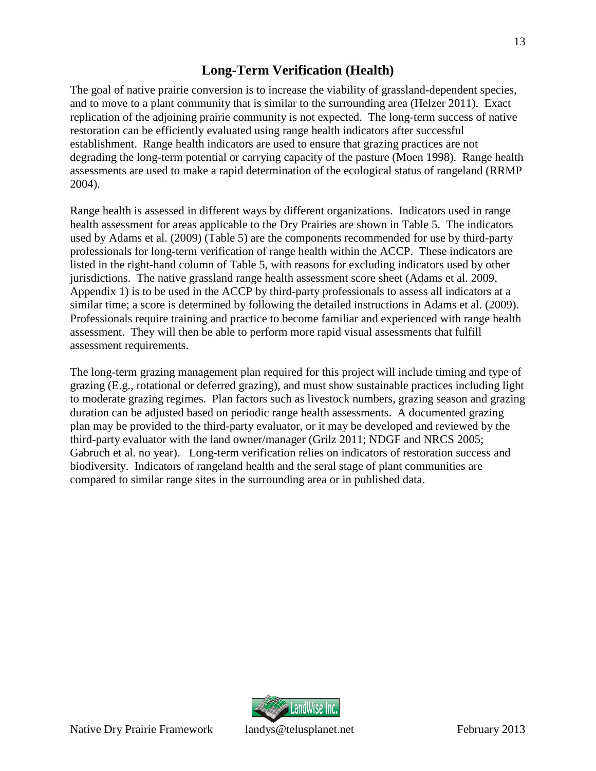## Long-Term Verification (Health)

The goal of native prairie conversion is to increase the viability of grassland-dependent species, and to move to a plant community that is similar to the surrounding area (Helzer 2011). Exact replication of the adjoining prairie community is not expected. The long-term success of native restoration can be efficiently evaluated using range health indicators after successful establishment. Range health indicators are used to ensure that grazing practices are not degrading the long-term potential or carrying capacity of the pasture (Moen 1998). Range health assessments are used to make a rapid determination of the ecological status of rangeland (RRMP 2004).

Range health is assessed in different ways by different organizations. Indicators used in range health assessment for areas applicable to the Dry Prairies are shown in Table 5. The indicators used by Adams et al. (2009) (Table 5) are the components recommended for use by third-party professionals for long-term verification of range health within the ACCP. These indicators are listed in the right-hand column of Table 5, with reasons for excluding indicators used by other jurisdictions. The native grassland range health assessment score sheet (Adams et al. 2009, Appendix 1) is to be used in the ACCP by third-party professionals to assess all indicators at a similar time; a score is determined by following the detailed instructions in Adams et al. (2009). Professionals require training and practice to become familiar and experienced with range health assessment. They will then be able to perform more rapid visual assessments that fulfill assessment requirements.

The long-term grazing management plan required for this project will include timing and type of grazing (E.g., rotational or deferred grazing), and must show sustainable practices including light to moderate grazing regimes. Plan factors such as livestock numbers, grazing season and grazing duration can be adjusted based on periodic range health assessments. A documented grazing plan may be provided to the third-party evaluator, or it may be developed and reviewed by the third-party evaluator with the land owner/manager (Grilz 2011; NDGF and NRCS 2005; Gabruch et al. no year). Long-term verification relies on indicators of restoration success and biodiversity. Indicators of rangeland health and the seral stage of plant communities are compared to similar range sites in the surrounding area or in published data.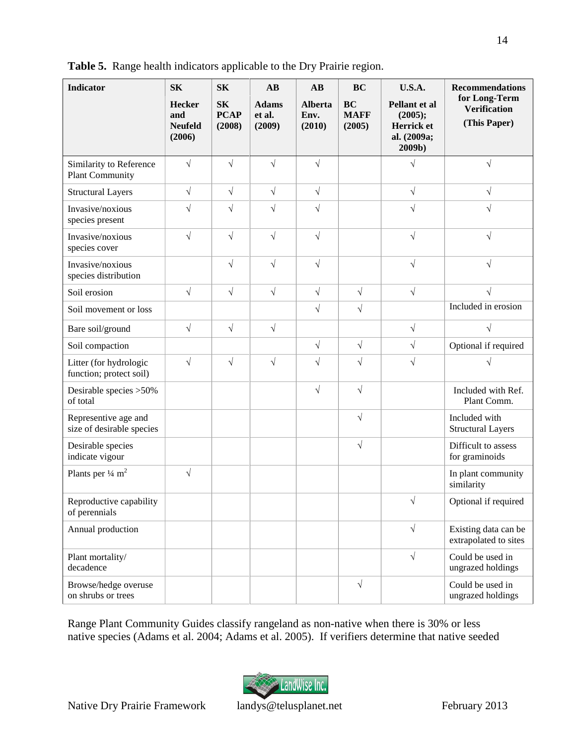**Table 5.** Range health indicators applicable to the Dry Prairie region.

| Indicator | SK Hecker and Neufeld (2006) | SK SK PCAP (2008) | AB Adams et al. (2009) | AB Alberta Env. (2010) | BC BC MAFF (2005) | U.S.A. Pellant et al (2005); Herrick et al. (2009a; 2009b) | Recommendations for Long-Term Verification (This Paper) |
|---|---|---|---|---|---|---|---|
| Similarity to Reference Plant Community | √ | √ | √ | √ | | √ | √ |
| Structural Layers | √ | √ | √ | √ | | √ | √ |
| Invasive/noxious species present | √ | √ | √ | √ | | √ | √ |
| Invasive/noxious species cover | √ | √ | √ | √ | | √ | √ |
| Invasive/noxious species distribution | | √ | √ | √ | | √ | √ |
| Soil erosion | √ | √ | √ | √ | √ | √ | √ |
| Soil movement or loss | | | | √ | √ | | Included in erosion |
| Bare soil/ground | √ | √ | √ | | | √ | √ |
| Soil compaction | | | | √ | √ | √ | Optional if required |
| Litter (for hydrologic function; protect soil) | √ | √ | √ | √ | √ | √ | √ |
| Desirable species >50% of total | | | | √ | √ | | Included with Ref. Plant Comm. |
| Representive age and size of desirable species | | | | | √ | | Included with Structural Layers |
| Desirable species indicate vigour | | | | | √ | | Difficult to assess for graminoids |
| Plants per ¼ $m^2$ | √ | | | | | | In plant community similarity |
| Reproductive capability of perennials | | | | | | √ | Optional if required |
| Annual production | | | | | | √ | Existing data can be extrapolated to sites |
| Plant mortality/ decadence | | | | | | √ | Could be used in ungrazed holdings |
| Browse/hedge overuse on shrubs or trees | | | | | √ | | Could be used in ungrazed holdings |

Range Plant Community Guides classify rangeland as non-native when there is 30% or less native species (Adams et al. 2004; Adams et al. 2005). If verifiers determine that native seeded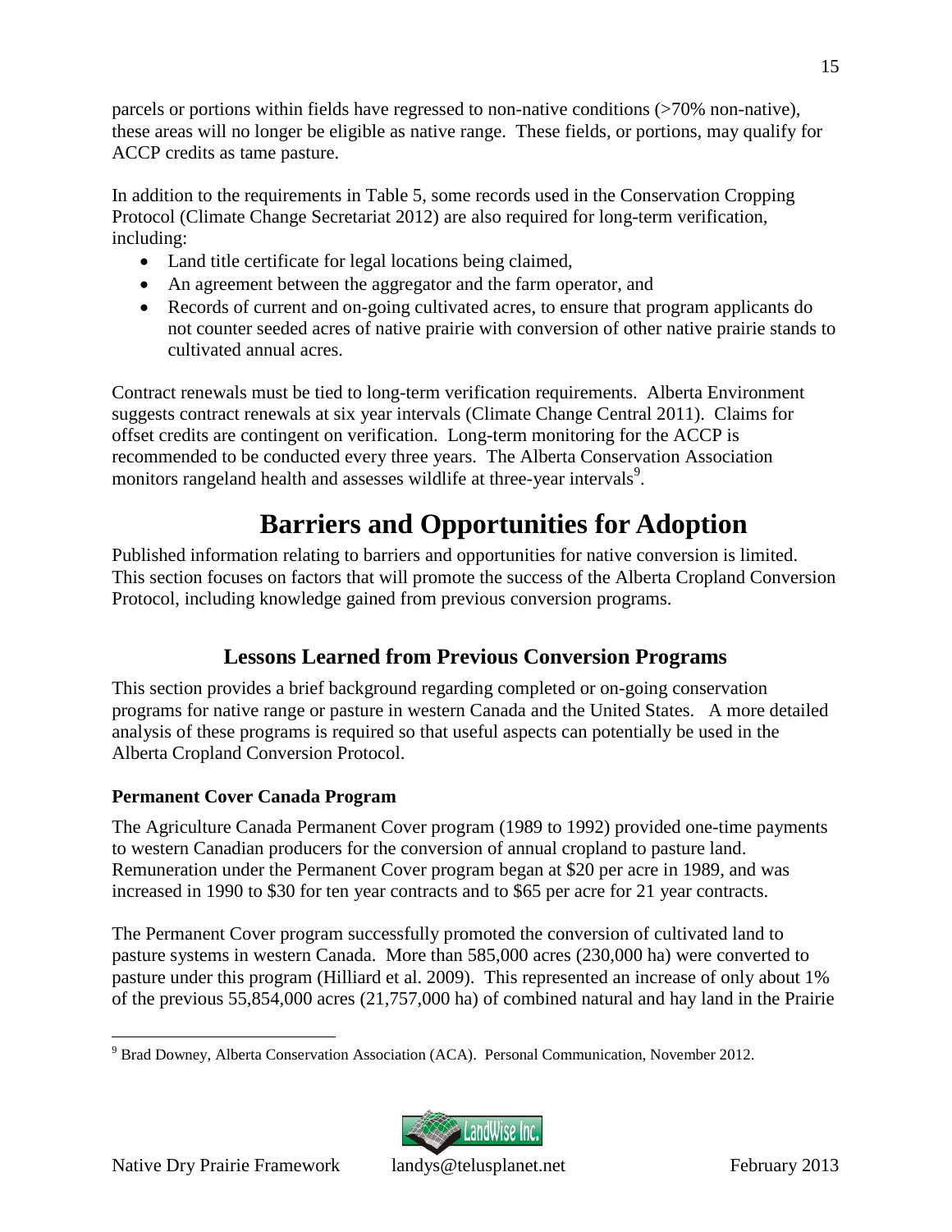parcels or portions within fields have regressed to non-native conditions (>70% non-native), these areas will no longer be eligible as native range. These fields, or portions, may qualify for ACCP credits as tame pasture.

In addition to the requirements in Table 5, some records used in the Conservation Cropping Protocol (Climate Change Secretariat 2012) are also required for long-term verification, including:

- Land title certificate for legal locations being claimed,
- An agreement between the aggregator and the farm operator, and
- Records of current and on-going cultivated acres, to ensure that program applicants do not counter seeded acres of native prairie with conversion of other native prairie stands to cultivated annual acres.

Contract renewals must be tied to long-term verification requirements. Alberta Environment suggests contract renewals at six year intervals (Climate Change Central 2011). Claims for offset credits are contingent on verification. Long-term monitoring for the ACCP is recommended to be conducted every three years. The Alberta Conservation Association monitors rangeland health and assesses wildlife at three-year intervals[9].

# Barriers and Opportunities for Adoption

Published information relating to barriers and opportunities for native conversion is limited. This section focuses on factors that will promote the success of the Alberta Cropland Conversion Protocol, including knowledge gained from previous conversion programs.

## Lessons Learned from Previous Conversion Programs

This section provides a brief background regarding completed or on-going conservation programs for native range or pasture in western Canada and the United States. A more detailed analysis of these programs is required so that useful aspects can potentially be used in the Alberta Cropland Conversion Protocol.

### Permanent Cover Canada Program

The Agriculture Canada Permanent Cover program (1989 to 1992) provided one-time payments to western Canadian producers for the conversion of annual cropland to pasture land. Remuneration under the Permanent Cover program began at $20 per acre in 1989, and was increased in 1990 to $30 for ten year contracts and to $65 per acre for 21 year contracts.

The Permanent Cover program successfully promoted the conversion of cultivated land to pasture systems in western Canada. More than 585,000 acres (230,000 ha) were converted to pasture under this program (Hilliard et al. 2009). This represented an increase of only about 1% of the previous 55,854,000 acres (21,757,000 ha) of combined natural and hay land in the Prairie

[9] Brad Downey, Alberta Conservation Association (ACA). Personal Communication, November 2012.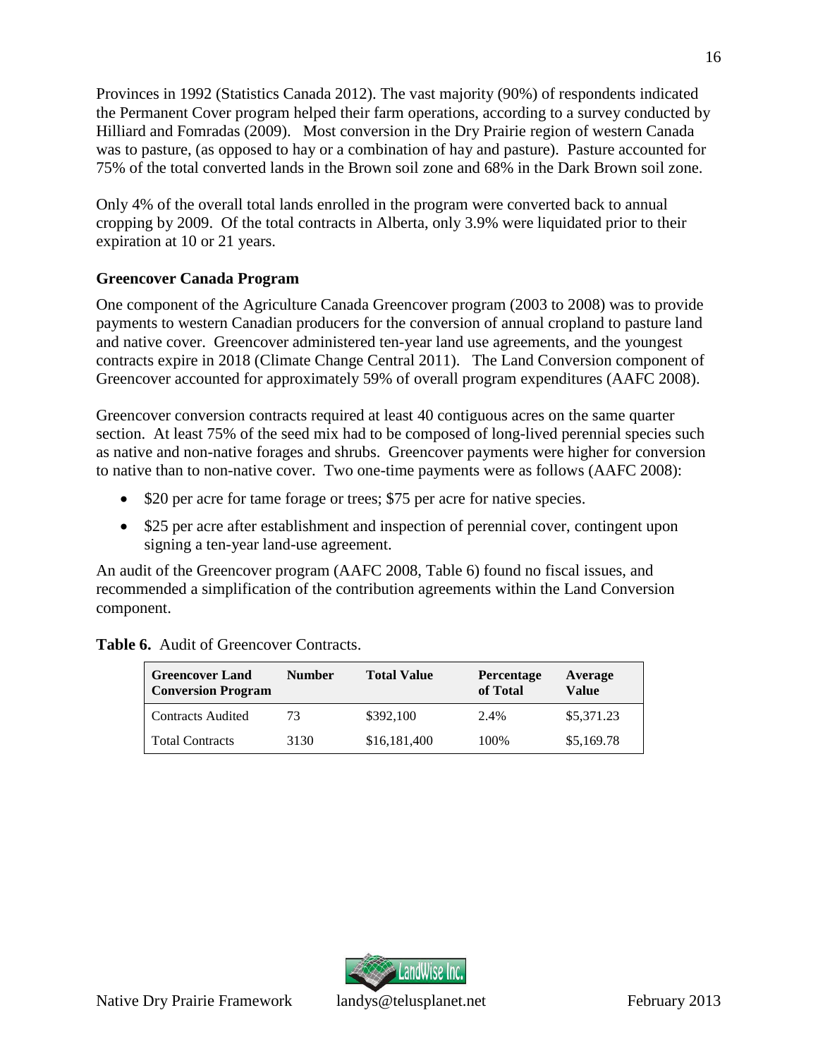Provinces in 1992 (Statistics Canada 2012). The vast majority (90%) of respondents indicated the Permanent Cover program helped their farm operations, according to a survey conducted by Hilliard and Fomradas (2009). Most conversion in the Dry Prairie region of western Canada was to pasture, (as opposed to hay or a combination of hay and pasture). Pasture accounted for 75% of the total converted lands in the Brown soil zone and 68% in the Dark Brown soil zone.

Only 4% of the overall total lands enrolled in the program were converted back to annual cropping by 2009. Of the total contracts in Alberta, only 3.9% were liquidated prior to their expiration at 10 or 21 years.

### Greencover Canada Program

One component of the Agriculture Canada Greencover program (2003 to 2008) was to provide payments to western Canadian producers for the conversion of annual cropland to pasture land and native cover. Greencover administered ten-year land use agreements, and the youngest contracts expire in 2018 (Climate Change Central 2011). The Land Conversion component of Greencover accounted for approximately 59% of overall program expenditures (AAFC 2008).

Greencover conversion contracts required at least 40 contiguous acres on the same quarter section. At least 75% of the seed mix had to be composed of long-lived perennial species such as native and non-native forages and shrubs. Greencover payments were higher for conversion to native than to non-native cover. Two one-time payments were as follows (AAFC 2008):

- $20 per acre for tame forage or trees; $75 per acre for native species.
- $25 per acre after establishment and inspection of perennial cover, contingent upon signing a ten-year land-use agreement.

An audit of the Greencover program (AAFC 2008, Table 6) found no fiscal issues, and recommended a simplification of the contribution agreements within the Land Conversion component.

**Table 6.** Audit of Greencover Contracts.

| Greencover Land Conversion Program | Number | Total Value | Percentage of Total | Average Value |
|---|---|---|---|---|
| Contracts Audited | 73 | $392,100 | 2.4% | $5,371.23 |
| Total Contracts | 3130 | $16,181,400 | 100% | $5,169.78 |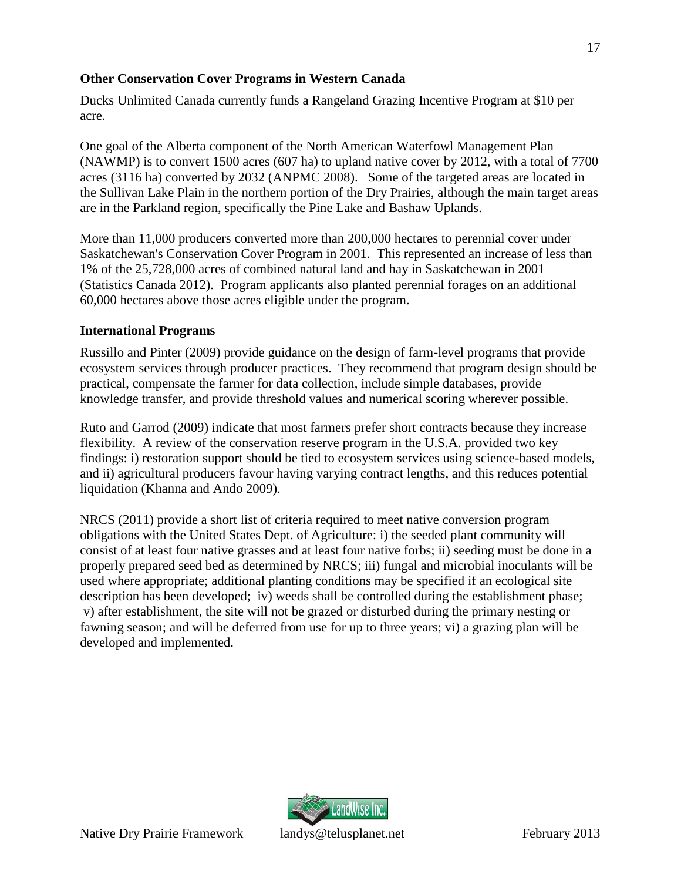### Other Conservation Cover Programs in Western Canada

Ducks Unlimited Canada currently funds a Rangeland Grazing Incentive Program at $10 per acre.

One goal of the Alberta component of the North American Waterfowl Management Plan (NAWMP) is to convert 1500 acres (607 ha) to upland native cover by 2012, with a total of 7700 acres (3116 ha) converted by 2032 (ANPMC 2008). Some of the targeted areas are located in the Sullivan Lake Plain in the northern portion of the Dry Prairies, although the main target areas are in the Parkland region, specifically the Pine Lake and Bashaw Uplands.

More than 11,000 producers converted more than 200,000 hectares to perennial cover under Saskatchewan's Conservation Cover Program in 2001. This represented an increase of less than 1% of the 25,728,000 acres of combined natural land and hay in Saskatchewan in 2001 (Statistics Canada 2012). Program applicants also planted perennial forages on an additional 60,000 hectares above those acres eligible under the program.

### International Programs

Russillo and Pinter (2009) provide guidance on the design of farm-level programs that provide ecosystem services through producer practices. They recommend that program design should be practical, compensate the farmer for data collection, include simple databases, provide knowledge transfer, and provide threshold values and numerical scoring wherever possible.

Ruto and Garrod (2009) indicate that most farmers prefer short contracts because they increase flexibility. A review of the conservation reserve program in the U.S.A. provided two key findings: i) restoration support should be tied to ecosystem services using science-based models, and ii) agricultural producers favour having varying contract lengths, and this reduces potential liquidation (Khanna and Ando 2009).

NRCS (2011) provide a short list of criteria required to meet native conversion program obligations with the United States Dept. of Agriculture: i) the seeded plant community will consist of at least four native grasses and at least four native forbs; ii) seeding must be done in a properly prepared seed bed as determined by NRCS; iii) fungal and microbial inoculants will be used where appropriate; additional planting conditions may be specified if an ecological site description has been developed; iv) weeds shall be controlled during the establishment phase; v) after establishment, the site will not be grazed or disturbed during the primary nesting or fawning season; and will be deferred from use for up to three years; vi) a grazing plan will be developed and implemented.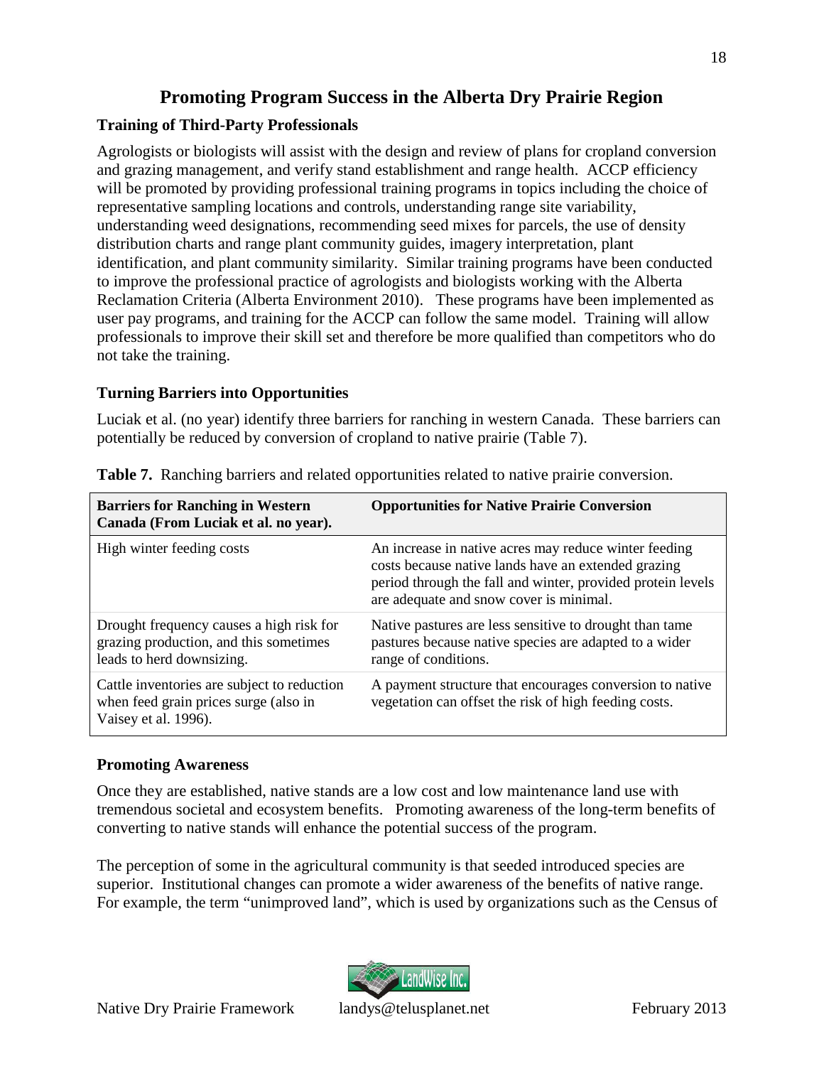## Promoting Program Success in the Alberta Dry Prairie Region

### Training of Third-Party Professionals

Agrologists or biologists will assist with the design and review of plans for cropland conversion and grazing management, and verify stand establishment and range health. ACCP efficiency will be promoted by providing professional training programs in topics including the choice of representative sampling locations and controls, understanding range site variability, understanding weed designations, recommending seed mixes for parcels, the use of density distribution charts and range plant community guides, imagery interpretation, plant identification, and plant community similarity. Similar training programs have been conducted to improve the professional practice of agrologists and biologists working with the Alberta Reclamation Criteria (Alberta Environment 2010). These programs have been implemented as user pay programs, and training for the ACCP can follow the same model. Training will allow professionals to improve their skill set and therefore be more qualified than competitors who do not take the training.

### Turning Barriers into Opportunities

Luciak et al. (no year) identify three barriers for ranching in western Canada. These barriers can potentially be reduced by conversion of cropland to native prairie (Table 7).

**Table 7.** Ranching barriers and related opportunities related to native prairie conversion.

| Barriers for Ranching in Western Canada (From Luciak et al. no year). | Opportunities for Native Prairie Conversion |
|---|---|
| High winter feeding costs | An increase in native acres may reduce winter feeding costs because native lands have an extended grazing period through the fall and winter, provided protein levels are adequate and snow cover is minimal. |
| Drought frequency causes a high risk for grazing production, and this sometimes leads to herd downsizing. | Native pastures are less sensitive to drought than tame pastures because native species are adapted to a wider range of conditions. |
| Cattle inventories are subject to reduction when feed grain prices surge (also in Vaisey et al. 1996). | A payment structure that encourages conversion to native vegetation can offset the risk of high feeding costs. |

### Promoting Awareness

Once they are established, native stands are a low cost and low maintenance land use with tremendous societal and ecosystem benefits. Promoting awareness of the long-term benefits of converting to native stands will enhance the potential success of the program.

The perception of some in the agricultural community is that seeded introduced species are superior. Institutional changes can promote a wider awareness of the benefits of native range. For example, the term "unimproved land", which is used by organizations such as the Census of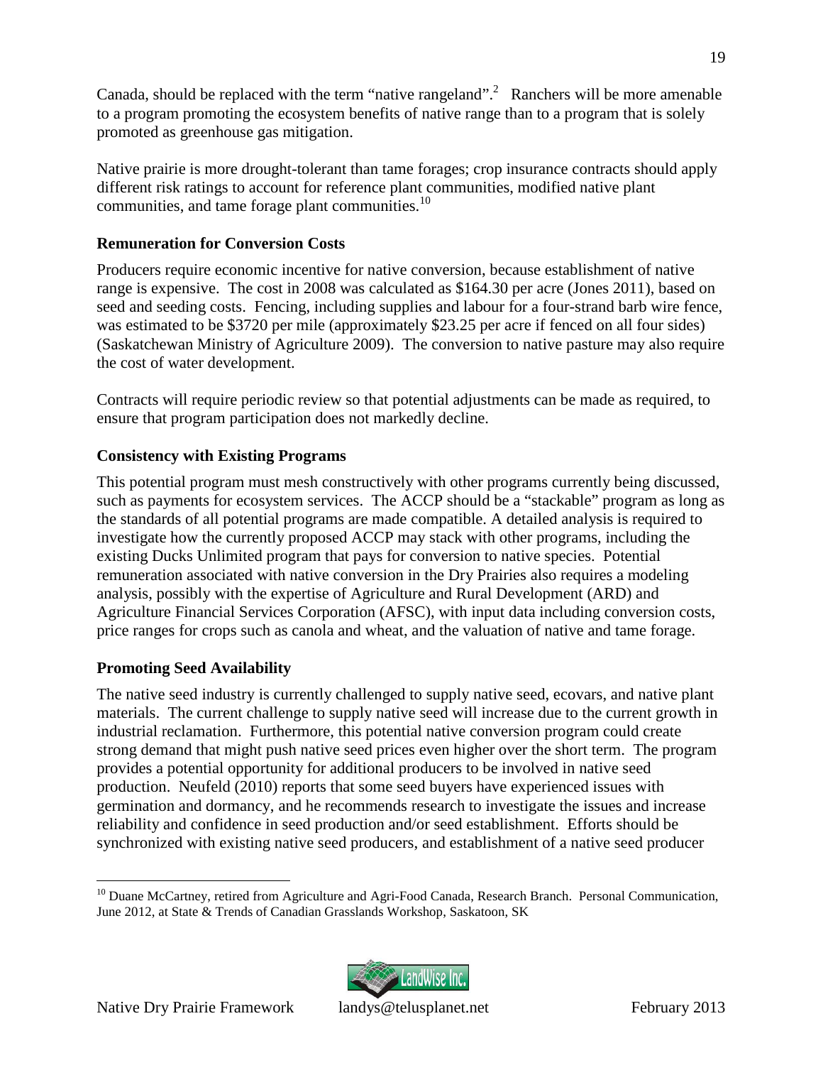Canada, should be replaced with the term "native rangeland".[2] Ranchers will be more amenable to a program promoting the ecosystem benefits of native range than to a program that is solely promoted as greenhouse gas mitigation.

Native prairie is more drought-tolerant than tame forages; crop insurance contracts should apply different risk ratings to account for reference plant communities, modified native plant communities, and tame forage plant communities.[10]

### Remuneration for Conversion Costs

Producers require economic incentive for native conversion, because establishment of native range is expensive. The cost in 2008 was calculated as $164.30 per acre (Jones 2011), based on seed and seeding costs. Fencing, including supplies and labour for a four-strand barb wire fence, was estimated to be $3720 per mile (approximately $23.25 per acre if fenced on all four sides) (Saskatchewan Ministry of Agriculture 2009). The conversion to native pasture may also require the cost of water development.

Contracts will require periodic review so that potential adjustments can be made as required, to ensure that program participation does not markedly decline.

### Consistency with Existing Programs

This potential program must mesh constructively with other programs currently being discussed, such as payments for ecosystem services. The ACCP should be a "stackable" program as long as the standards of all potential programs are made compatible. A detailed analysis is required to investigate how the currently proposed ACCP may stack with other programs, including the existing Ducks Unlimited program that pays for conversion to native species. Potential remuneration associated with native conversion in the Dry Prairies also requires a modeling analysis, possibly with the expertise of Agriculture and Rural Development (ARD) and Agriculture Financial Services Corporation (AFSC), with input data including conversion costs, price ranges for crops such as canola and wheat, and the valuation of native and tame forage.

### Promoting Seed Availability

The native seed industry is currently challenged to supply native seed, ecovars, and native plant materials. The current challenge to supply native seed will increase due to the current growth in industrial reclamation. Furthermore, this potential native conversion program could create strong demand that might push native seed prices even higher over the short term. The program provides a potential opportunity for additional producers to be involved in native seed production. Neufeld (2010) reports that some seed buyers have experienced issues with germination and dormancy, and he recommends research to investigate the issues and increase reliability and confidence in seed production and/or seed establishment. Efforts should be synchronized with existing native seed producers, and establishment of a native seed producer

[10] Duane McCartney, retired from Agriculture and Agri-Food Canada, Research Branch. Personal Communication, June 2012, at State & Trends of Canadian Grasslands Workshop, Saskatoon, SK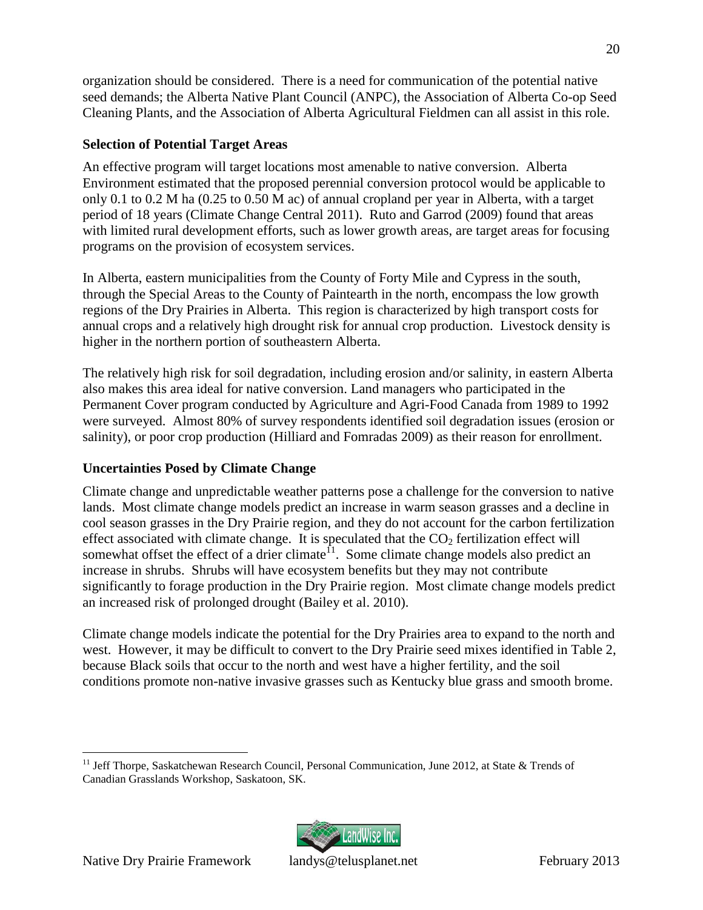organization should be considered. There is a need for communication of the potential native seed demands; the Alberta Native Plant Council (ANPC), the Association of Alberta Co-op Seed Cleaning Plants, and the Association of Alberta Agricultural Fieldmen can all assist in this role.

**Selection of Potential Target Areas**

An effective program will target locations most amenable to native conversion. Alberta Environment estimated that the proposed perennial conversion protocol would be applicable to only 0.1 to 0.2 M ha (0.25 to 0.50 M ac) of annual cropland per year in Alberta, with a target period of 18 years (Climate Change Central 2011). Ruto and Garrod (2009) found that areas with limited rural development efforts, such as lower growth areas, are target areas for focusing programs on the provision of ecosystem services.

In Alberta, eastern municipalities from the County of Forty Mile and Cypress in the south, through the Special Areas to the County of Paintearth in the north, encompass the low growth regions of the Dry Prairies in Alberta. This region is characterized by high transport costs for annual crops and a relatively high drought risk for annual crop production. Livestock density is higher in the northern portion of southeastern Alberta.

The relatively high risk for soil degradation, including erosion and/or salinity, in eastern Alberta also makes this area ideal for native conversion. Land managers who participated in the Permanent Cover program conducted by Agriculture and Agri-Food Canada from 1989 to 1992 were surveyed. Almost 80% of survey respondents identified soil degradation issues (erosion or salinity), or poor crop production (Hilliard and Fomradas 2009) as their reason for enrollment.

**Uncertainties Posed by Climate Change**

Climate change and unpredictable weather patterns pose a challenge for the conversion to native lands. Most climate change models predict an increase in warm season grasses and a decline in cool season grasses in the Dry Prairie region, and they do not account for the carbon fertilization effect associated with climate change. It is speculated that the $CO_2$ fertilization effect will somewhat offset the effect of a drier climate[11]. Some climate change models also predict an increase in shrubs. Shrubs will have ecosystem benefits but they may not contribute significantly to forage production in the Dry Prairie region. Most climate change models predict an increased risk of prolonged drought (Bailey et al. 2010).

Climate change models indicate the potential for the Dry Prairies area to expand to the north and west. However, it may be difficult to convert to the Dry Prairie seed mixes identified in Table 2, because Black soils that occur to the north and west have a higher fertility, and the soil conditions promote non-native invasive grasses such as Kentucky blue grass and smooth brome.

[11] Jeff Thorpe, Saskatchewan Research Council, Personal Communication, June 2012, at State & Trends of Canadian Grasslands Workshop, Saskatoon, SK.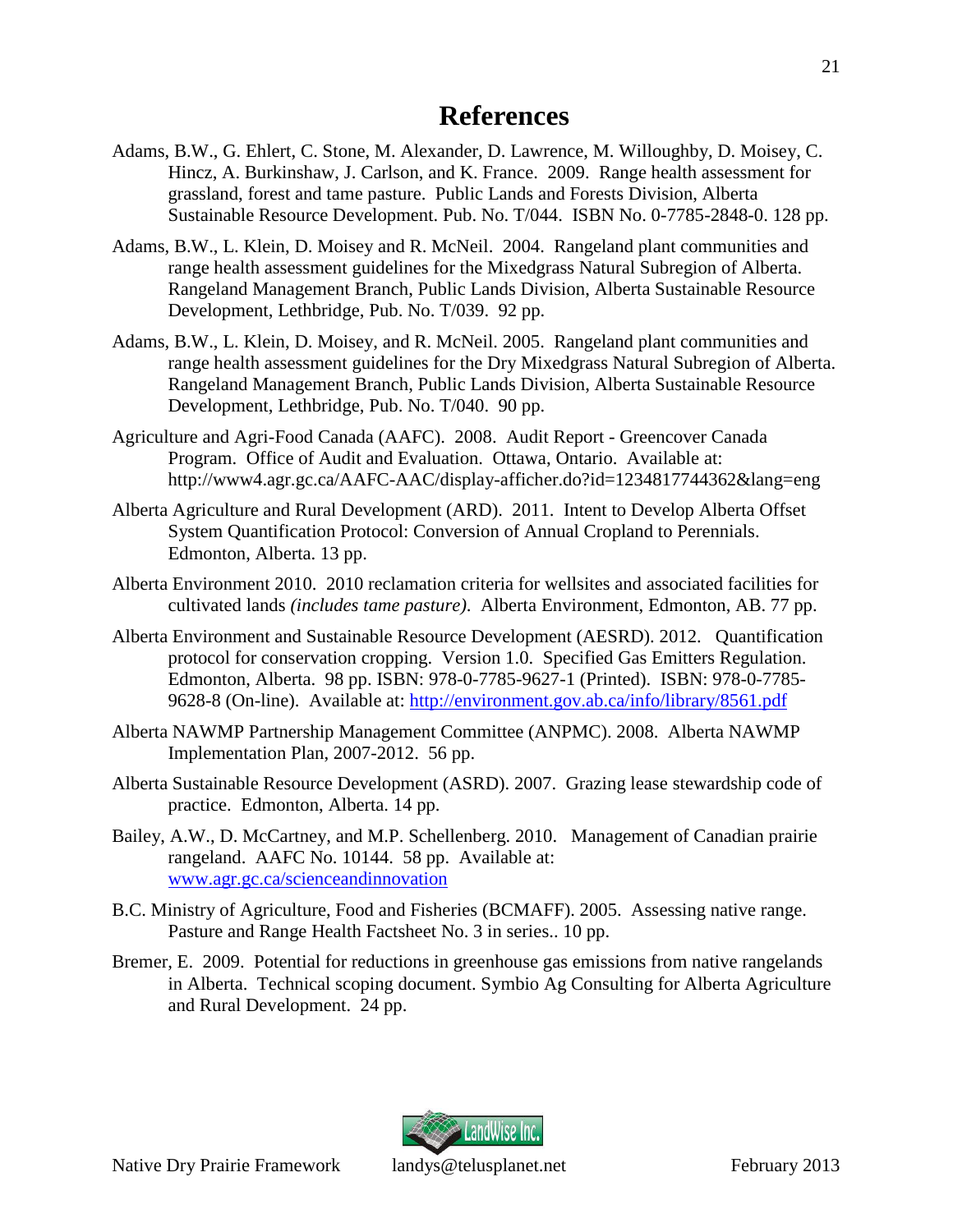# References

Adams, B.W., G. Ehlert, C. Stone, M. Alexander, D. Lawrence, M. Willoughby, D. Moisey, C. Hincz, A. Burkinshaw, J. Carlson, and K. France. 2009. Range health assessment for grassland, forest and tame pasture. Public Lands and Forests Division, Alberta Sustainable Resource Development. Pub. No. T/044. ISBN No. 0-7785-2848-0. 128 pp.

Adams, B.W., L. Klein, D. Moisey and R. McNeil. 2004. Rangeland plant communities and range health assessment guidelines for the Mixedgrass Natural Subregion of Alberta. Rangeland Management Branch, Public Lands Division, Alberta Sustainable Resource Development, Lethbridge, Pub. No. T/039. 92 pp.

Adams, B.W., L. Klein, D. Moisey, and R. McNeil. 2005. Rangeland plant communities and range health assessment guidelines for the Dry Mixedgrass Natural Subregion of Alberta. Rangeland Management Branch, Public Lands Division, Alberta Sustainable Resource Development, Lethbridge, Pub. No. T/040. 90 pp.

Agriculture and Agri-Food Canada (AAFC). 2008. Audit Report - Greencover Canada Program. Office of Audit and Evaluation. Ottawa, Ontario. Available at: http://www4.agr.gc.ca/AAFC-AAC/display-afficher.do?id=1234817744362&lang=eng

Alberta Agriculture and Rural Development (ARD). 2011. Intent to Develop Alberta Offset System Quantification Protocol: Conversion of Annual Cropland to Perennials. Edmonton, Alberta. 13 pp.

Alberta Environment 2010. 2010 reclamation criteria for wellsites and associated facilities for cultivated lands *(includes tame pasture)*. Alberta Environment, Edmonton, AB. 77 pp.

Alberta Environment and Sustainable Resource Development (AESRD). 2012. Quantification protocol for conservation cropping. Version 1.0. Specified Gas Emitters Regulation. Edmonton, Alberta. 98 pp. ISBN: 978-0-7785-9627-1 (Printed). ISBN: 978-0-7785-9628-8 (On-line). Available at: http://environment.gov.ab.ca/info/library/8561.pdf

Alberta NAWMP Partnership Management Committee (ANPMC). 2008. Alberta NAWMP Implementation Plan, 2007-2012. 56 pp.

Alberta Sustainable Resource Development (ASRD). 2007. Grazing lease stewardship code of practice. Edmonton, Alberta. 14 pp.

Bailey, A.W., D. McCartney, and M.P. Schellenberg. 2010. Management of Canadian prairie rangeland. AAFC No. 10144. 58 pp. Available at: www.agr.gc.ca/scienceandinnovation

B.C. Ministry of Agriculture, Food and Fisheries (BCMAFF). 2005. Assessing native range. Pasture and Range Health Factsheet No. 3 in series.. 10 pp.

Bremer, E. 2009. Potential for reductions in greenhouse gas emissions from native rangelands in Alberta. Technical scoping document. Symbio Ag Consulting for Alberta Agriculture and Rural Development. 24 pp.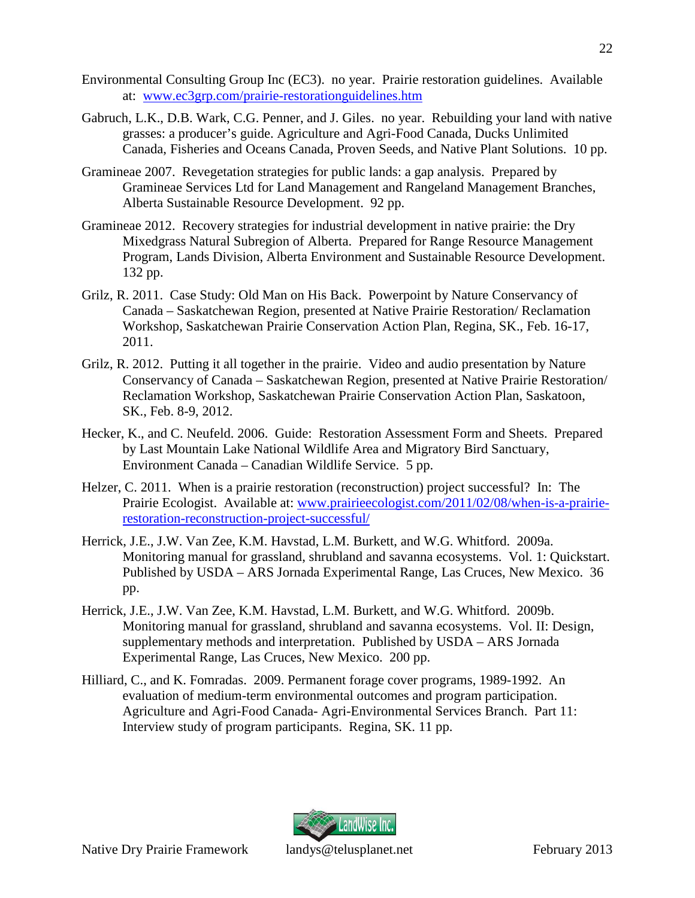Environmental Consulting Group Inc (EC3). no year. Prairie restoration guidelines. Available at: www.ec3grp.com/prairie-restorationguidelines.htm

Gabruch, L.K., D.B. Wark, C.G. Penner, and J. Giles. no year. Rebuilding your land with native grasses: a producer's guide. Agriculture and Agri-Food Canada, Ducks Unlimited Canada, Fisheries and Oceans Canada, Proven Seeds, and Native Plant Solutions. 10 pp.

Gramineae 2007. Revegetation strategies for public lands: a gap analysis. Prepared by Gramineae Services Ltd for Land Management and Rangeland Management Branches, Alberta Sustainable Resource Development. 92 pp.

Gramineae 2012. Recovery strategies for industrial development in native prairie: the Dry Mixedgrass Natural Subregion of Alberta. Prepared for Range Resource Management Program, Lands Division, Alberta Environment and Sustainable Resource Development. 132 pp.

Grilz, R. 2011. Case Study: Old Man on His Back. Powerpoint by Nature Conservancy of Canada – Saskatchewan Region, presented at Native Prairie Restoration/ Reclamation Workshop, Saskatchewan Prairie Conservation Action Plan, Regina, SK., Feb. 16-17, 2011.

Grilz, R. 2012. Putting it all together in the prairie. Video and audio presentation by Nature Conservancy of Canada – Saskatchewan Region, presented at Native Prairie Restoration/ Reclamation Workshop, Saskatchewan Prairie Conservation Action Plan, Saskatoon, SK., Feb. 8-9, 2012.

Hecker, K., and C. Neufeld. 2006. Guide: Restoration Assessment Form and Sheets. Prepared by Last Mountain Lake National Wildlife Area and Migratory Bird Sanctuary, Environment Canada – Canadian Wildlife Service. 5 pp.

Helzer, C. 2011. When is a prairie restoration (reconstruction) project successful? In: The Prairie Ecologist. Available at: www.prairieecologist.com/2011/02/08/when-is-a-prairie-restoration-reconstruction-project-successful/

Herrick, J.E., J.W. Van Zee, K.M. Havstad, L.M. Burkett, and W.G. Whitford. 2009a. Monitoring manual for grassland, shrubland and savanna ecosystems. Vol. 1: Quickstart. Published by USDA – ARS Jornada Experimental Range, Las Cruces, New Mexico. 36 pp.

Herrick, J.E., J.W. Van Zee, K.M. Havstad, L.M. Burkett, and W.G. Whitford. 2009b. Monitoring manual for grassland, shrubland and savanna ecosystems. Vol. II: Design, supplementary methods and interpretation. Published by USDA – ARS Jornada Experimental Range, Las Cruces, New Mexico. 200 pp.

Hilliard, C., and K. Fomradas. 2009. Permanent forage cover programs, 1989-1992. An evaluation of medium-term environmental outcomes and program participation. Agriculture and Agri-Food Canada- Agri-Environmental Services Branch. Part 11: Interview study of program participants. Regina, SK. 11 pp.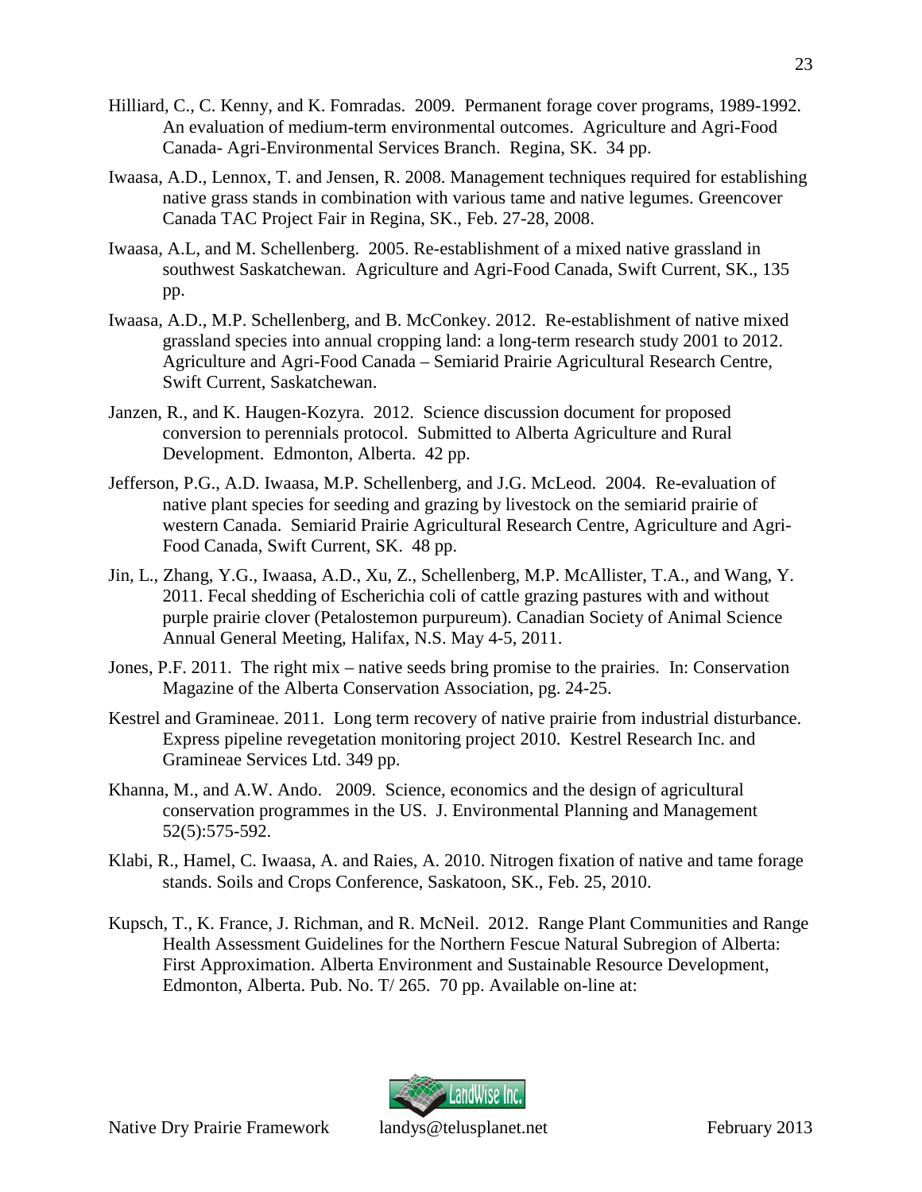Hilliard, C., C. Kenny, and K. Fomradas. 2009. Permanent forage cover programs, 1989-1992. An evaluation of medium-term environmental outcomes. Agriculture and Agri-Food Canada- Agri-Environmental Services Branch. Regina, SK. 34 pp.

Iwaasa, A.D., Lennox, T. and Jensen, R. 2008. Management techniques required for establishing native grass stands in combination with various tame and native legumes. Greencover Canada TAC Project Fair in Regina, SK., Feb. 27-28, 2008.

Iwaasa, A.L, and M. Schellenberg. 2005. Re-establishment of a mixed native grassland in southwest Saskatchewan. Agriculture and Agri-Food Canada, Swift Current, SK., 135 pp.

Iwaasa, A.D., M.P. Schellenberg, and B. McConkey. 2012. Re-establishment of native mixed grassland species into annual cropping land: a long-term research study 2001 to 2012. Agriculture and Agri-Food Canada – Semiarid Prairie Agricultural Research Centre, Swift Current, Saskatchewan.

Janzen, R., and K. Haugen-Kozyra. 2012. Science discussion document for proposed conversion to perennials protocol. Submitted to Alberta Agriculture and Rural Development. Edmonton, Alberta. 42 pp.

Jefferson, P.G., A.D. Iwaasa, M.P. Schellenberg, and J.G. McLeod. 2004. Re-evaluation of native plant species for seeding and grazing by livestock on the semiarid prairie of western Canada. Semiarid Prairie Agricultural Research Centre, Agriculture and Agri-Food Canada, Swift Current, SK. 48 pp.

Jin, L., Zhang, Y.G., Iwaasa, A.D., Xu, Z., Schellenberg, M.P. McAllister, T.A., and Wang, Y. 2011. Fecal shedding of Escherichia coli of cattle grazing pastures with and without purple prairie clover (Petalostemon purpureum). Canadian Society of Animal Science Annual General Meeting, Halifax, N.S. May 4-5, 2011.

Jones, P.F. 2011. The right mix – native seeds bring promise to the prairies. In: Conservation Magazine of the Alberta Conservation Association, pg. 24-25.

Kestrel and Gramineae. 2011. Long term recovery of native prairie from industrial disturbance. Express pipeline revegetation monitoring project 2010. Kestrel Research Inc. and Gramineae Services Ltd. 349 pp.

Khanna, M., and A.W. Ando. 2009. Science, economics and the design of agricultural conservation programmes in the US. J. Environmental Planning and Management 52(5):575-592.

Klabi, R., Hamel, C. Iwaasa, A. and Raies, A. 2010. Nitrogen fixation of native and tame forage stands. Soils and Crops Conference, Saskatoon, SK., Feb. 25, 2010.

Kupsch, T., K. France, J. Richman, and R. McNeil. 2012. Range Plant Communities and Range Health Assessment Guidelines for the Northern Fescue Natural Subregion of Alberta: First Approximation. Alberta Environment and Sustainable Resource Development, Edmonton, Alberta. Pub. No. T/ 265. 70 pp. Available on-line at: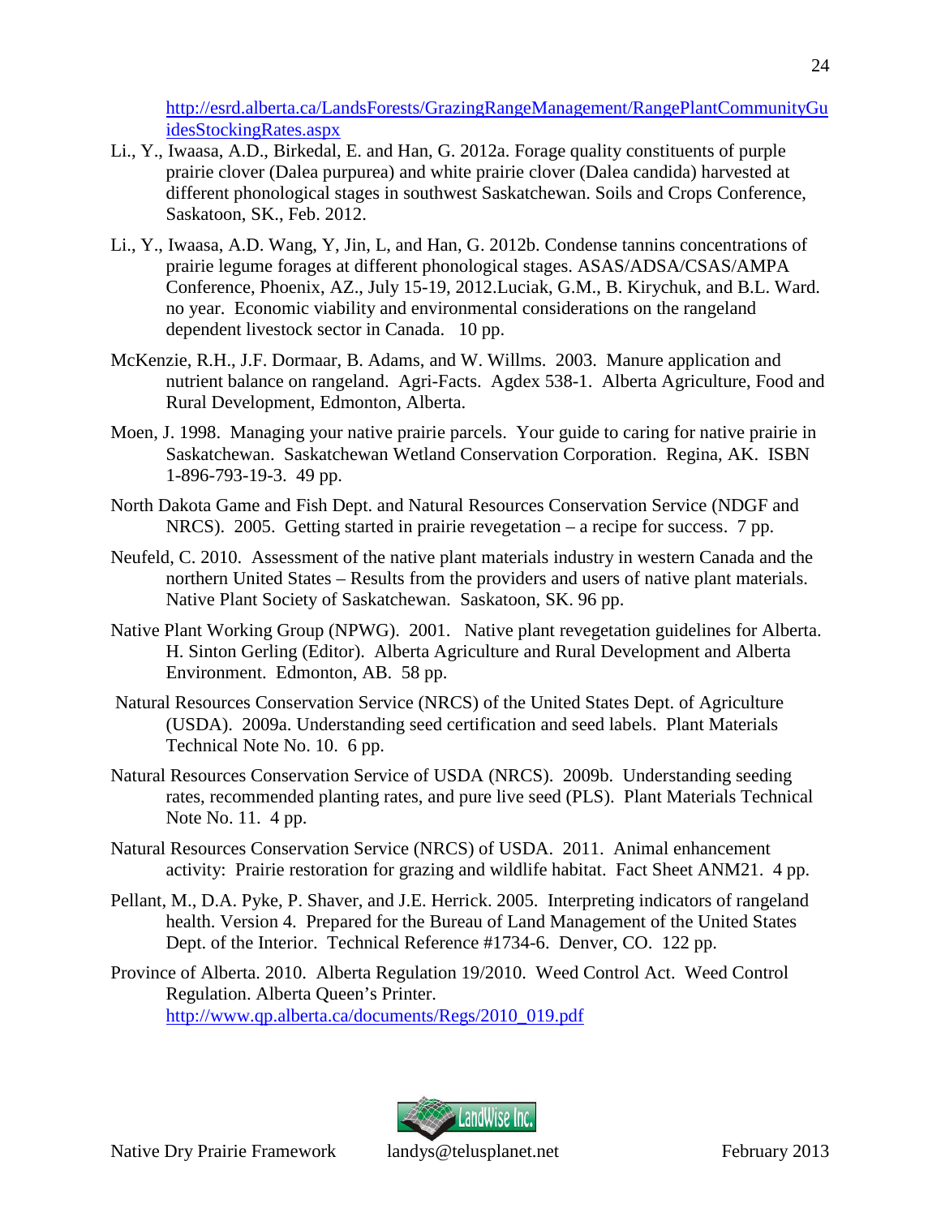http://esrd.alberta.ca/LandsForests/GrazingRangeManagement/RangePlantCommunityGuidesStockingRates.aspx

Li., Y., Iwaasa, A.D., Birkedal, E. and Han, G. 2012a. Forage quality constituents of purple prairie clover (Dalea purpurea) and white prairie clover (Dalea candida) harvested at different phonological stages in southwest Saskatchewan. Soils and Crops Conference, Saskatoon, SK., Feb. 2012.

Li., Y., Iwaasa, A.D. Wang, Y, Jin, L, and Han, G. 2012b. Condense tannins concentrations of prairie legume forages at different phonological stages. ASAS/ADSA/CSAS/AMPA Conference, Phoenix, AZ., July 15-19, 2012.Luciak, G.M., B. Kirychuk, and B.L. Ward. no year. Economic viability and environmental considerations on the rangeland dependent livestock sector in Canada. 10 pp.

McKenzie, R.H., J.F. Dormaar, B. Adams, and W. Willms. 2003. Manure application and nutrient balance on rangeland. Agri-Facts. Agdex 538-1. Alberta Agriculture, Food and Rural Development, Edmonton, Alberta.

Moen, J. 1998. Managing your native prairie parcels. Your guide to caring for native prairie in Saskatchewan. Saskatchewan Wetland Conservation Corporation. Regina, AK. ISBN 1-896-793-19-3. 49 pp.

North Dakota Game and Fish Dept. and Natural Resources Conservation Service (NDGF and NRCS). 2005. Getting started in prairie revegetation – a recipe for success. 7 pp.

Neufeld, C. 2010. Assessment of the native plant materials industry in western Canada and the northern United States – Results from the providers and users of native plant materials. Native Plant Society of Saskatchewan. Saskatoon, SK. 96 pp.

Native Plant Working Group (NPWG). 2001. Native plant revegetation guidelines for Alberta. H. Sinton Gerling (Editor). Alberta Agriculture and Rural Development and Alberta Environment. Edmonton, AB. 58 pp.

Natural Resources Conservation Service (NRCS) of the United States Dept. of Agriculture (USDA). 2009a. Understanding seed certification and seed labels. Plant Materials Technical Note No. 10. 6 pp.

Natural Resources Conservation Service of USDA (NRCS). 2009b. Understanding seeding rates, recommended planting rates, and pure live seed (PLS). Plant Materials Technical Note No. 11. 4 pp.

Natural Resources Conservation Service (NRCS) of USDA. 2011. Animal enhancement activity: Prairie restoration for grazing and wildlife habitat. Fact Sheet ANM21. 4 pp.

Pellant, M., D.A. Pyke, P. Shaver, and J.E. Herrick. 2005. Interpreting indicators of rangeland health. Version 4. Prepared for the Bureau of Land Management of the United States Dept. of the Interior. Technical Reference #1734-6. Denver, CO. 122 pp.

Province of Alberta. 2010. Alberta Regulation 19/2010. Weed Control Act. Weed Control Regulation. Alberta Queen's Printer. http://www.qp.alberta.ca/documents/Regs/2010_019.pdf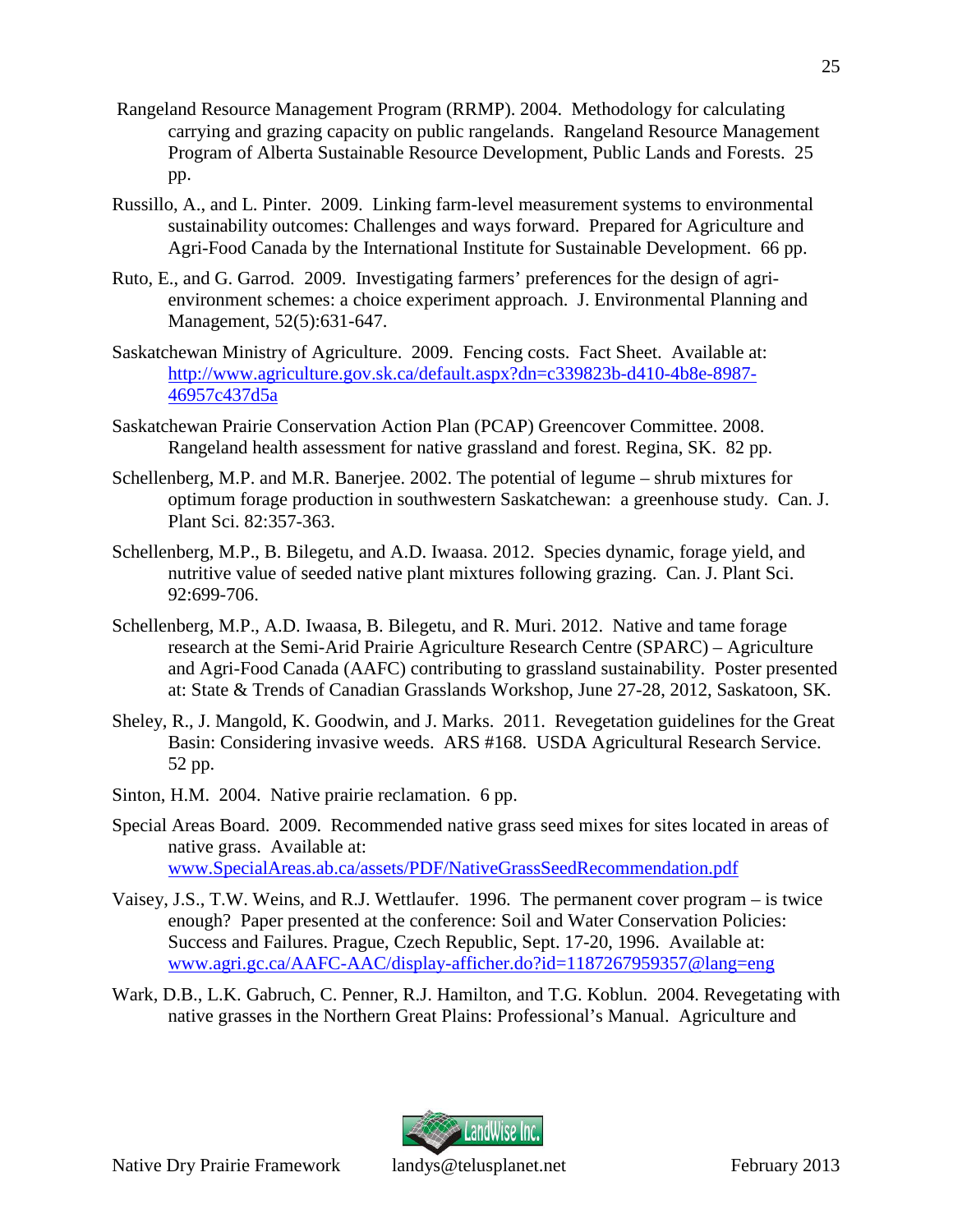Rangeland Resource Management Program (RRMP). 2004. Methodology for calculating carrying and grazing capacity on public rangelands. Rangeland Resource Management Program of Alberta Sustainable Resource Development, Public Lands and Forests. 25 pp.

Russillo, A., and L. Pinter. 2009. Linking farm-level measurement systems to environmental sustainability outcomes: Challenges and ways forward. Prepared for Agriculture and Agri-Food Canada by the International Institute for Sustainable Development. 66 pp.

Ruto, E., and G. Garrod. 2009. Investigating farmers' preferences for the design of agri-environment schemes: a choice experiment approach. J. Environmental Planning and Management, 52(5):631-647.

Saskatchewan Ministry of Agriculture. 2009. Fencing costs. Fact Sheet. Available at: http://www.agriculture.gov.sk.ca/default.aspx?dn=c339823b-d410-4b8e-8987-46957c437d5a

Saskatchewan Prairie Conservation Action Plan (PCAP) Greencover Committee. 2008. Rangeland health assessment for native grassland and forest. Regina, SK. 82 pp.

Schellenberg, M.P. and M.R. Banerjee. 2002. The potential of legume – shrub mixtures for optimum forage production in southwestern Saskatchewan: a greenhouse study. Can. J. Plant Sci. 82:357-363.

Schellenberg, M.P., B. Bilegetu, and A.D. Iwaasa. 2012. Species dynamic, forage yield, and nutritive value of seeded native plant mixtures following grazing. Can. J. Plant Sci. 92:699-706.

Schellenberg, M.P., A.D. Iwaasa, B. Bilegetu, and R. Muri. 2012. Native and tame forage research at the Semi-Arid Prairie Agriculture Research Centre (SPARC) – Agriculture and Agri-Food Canada (AAFC) contributing to grassland sustainability. Poster presented at: State & Trends of Canadian Grasslands Workshop, June 27-28, 2012, Saskatoon, SK.

Sheley, R., J. Mangold, K. Goodwin, and J. Marks. 2011. Revegetation guidelines for the Great Basin: Considering invasive weeds. ARS #168. USDA Agricultural Research Service. 52 pp.

Sinton, H.M. 2004. Native prairie reclamation. 6 pp.

Special Areas Board. 2009. Recommended native grass seed mixes for sites located in areas of native grass. Available at: www.SpecialAreas.ab.ca/assets/PDF/NativeGrassSeedRecommendation.pdf

Vaisey, J.S., T.W. Weins, and R.J. Wettlaufer. 1996. The permanent cover program – is twice enough? Paper presented at the conference: Soil and Water Conservation Policies: Success and Failures. Prague, Czech Republic, Sept. 17-20, 1996. Available at: www.agri.gc.ca/AAFC-AAC/display-afficher.do?id=1187267959357@lang=eng

Wark, D.B., L.K. Gabruch, C. Penner, R.J. Hamilton, and T.G. Koblun. 2004. Revegetating with native grasses in the Northern Great Plains: Professional's Manual. Agriculture and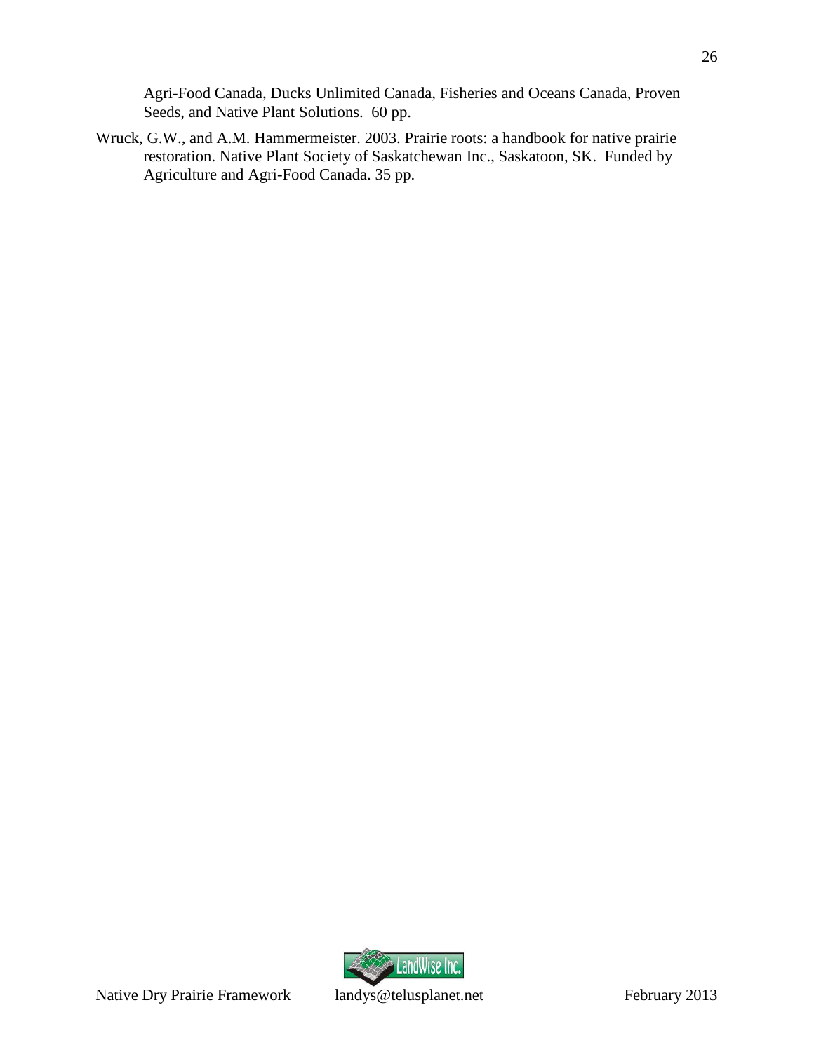Agri-Food Canada, Ducks Unlimited Canada, Fisheries and Oceans Canada, Proven Seeds, and Native Plant Solutions. 60 pp.

Wruck, G.W., and A.M. Hammermeister. 2003. Prairie roots: a handbook for native prairie restoration. Native Plant Society of Saskatchewan Inc., Saskatoon, SK. Funded by Agriculture and Agri-Food Canada. 35 pp.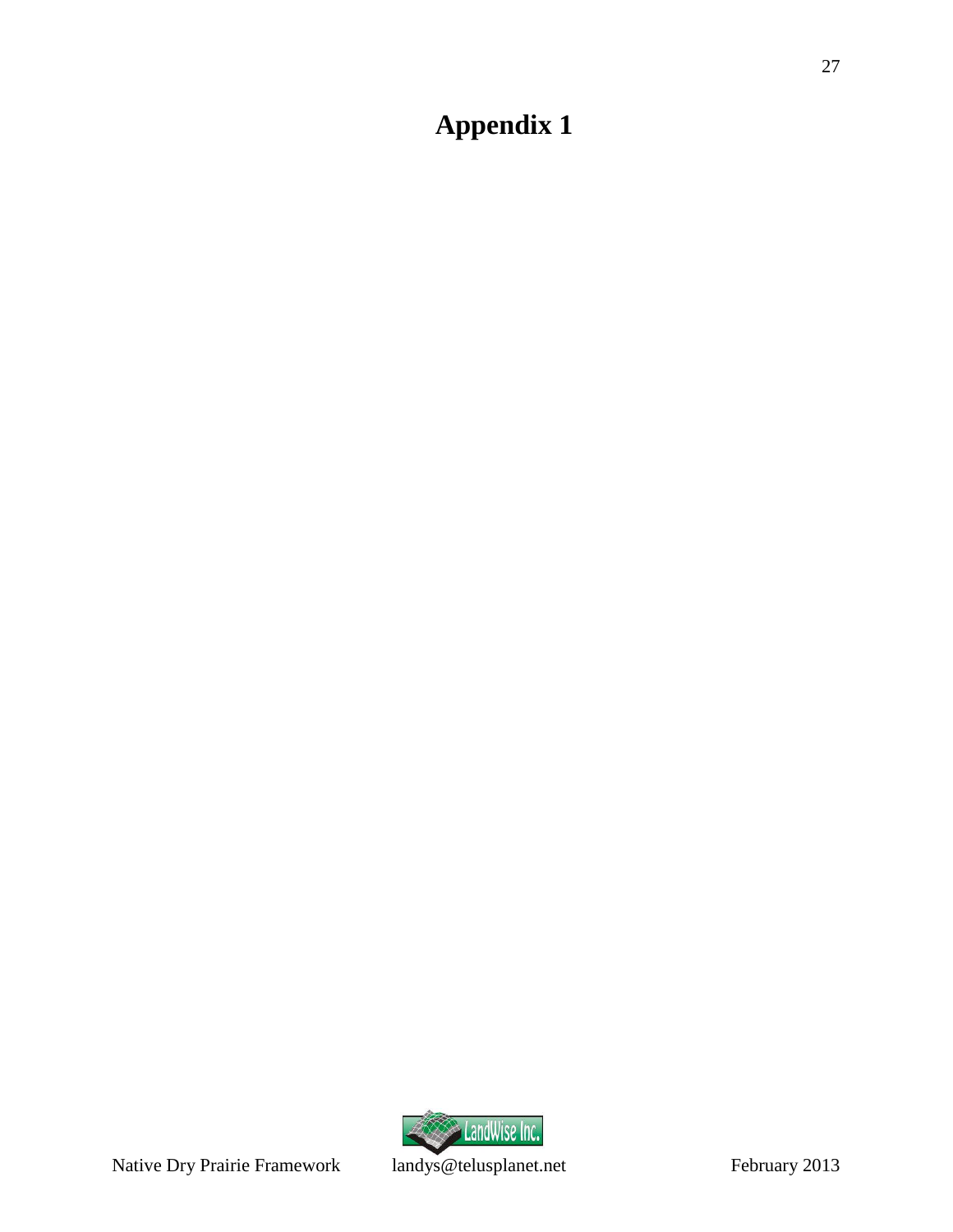# Appendix 1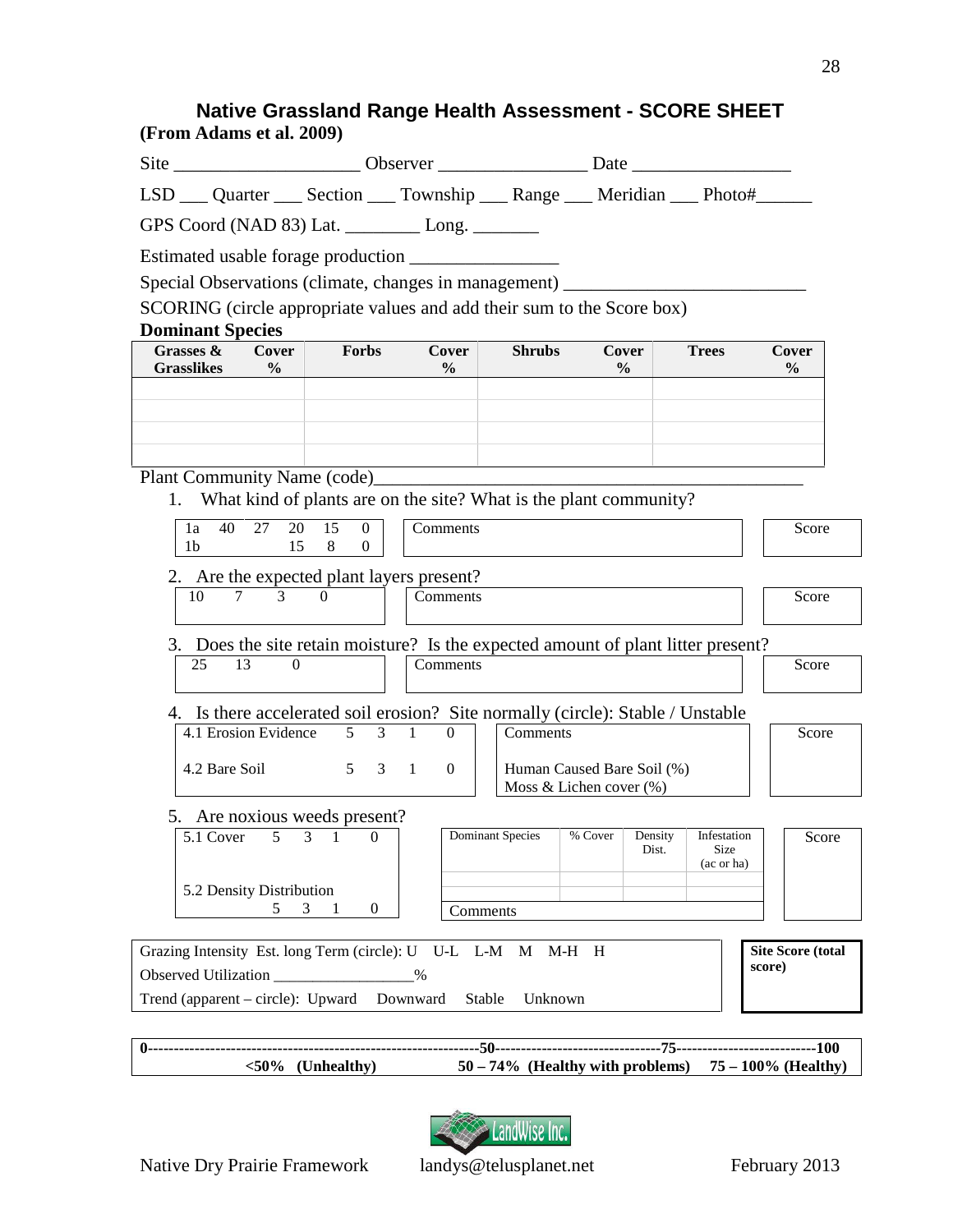## Native Grassland Range Health Assessment - SCORE SHEET

**(From Adams et al. 2009)**

Site ____________________ Observer ________________ Date _________________

LSD ___ Quarter ___ Section ___ Township ___ Range ___ Meridian ___ Photo#______

GPS Coord (NAD 83) Lat. ________ Long. _______

Estimated usable forage production ________________

Special Observations (climate, changes in management) __________________________

SCORING (circle appropriate values and add their sum to the Score box)

**Dominant Species**

| Grasses & Grasslikes | Cover % | Forbs | Cover % | Shrubs | Cover % | Trees | Cover % |
|---|---|---|---|---|---|---|---|
| | | | | | | | |
| | | | | | | | |
| | | | | | | | |
| | | | | | | | |

Plant Community Name (code)_______________________________________________

1. What kind of plants are on the site? What is the plant community?

| | | |
|---|---|---|
| 1a 40 27 20 15 0<br>1b 15 8 0 | Comments | Score |

2. Are the expected plant layers present?

| | | |
|---|---|---|
| 10 7 3 0 | Comments | Score |

3. Does the site retain moisture? Is the expected amount of plant litter present?

| | | |
|---|---|---|
| 25 13 0 | Comments | Score |

4. Is there accelerated soil erosion? Site normally (circle): Stable / Unstable

| | | |
|---|---|---|
| 4.1 Erosion Evidence 5 3 1 0<br>4.2 Bare Soil 5 3 1 0 | Comments<br>Human Caused Bare Soil (%)<br>Moss & Lichen cover (%) | Score |

5. Are noxious weeds present?

| | | | | | |
|---|---|---|---|---|---|
| 5.1 Cover 5 3 1 0<br>5.2 Density Distribution 5 3 1 0 | Dominant Species | % Cover | Density Dist. | Infestation Size (ac or ha) | Score |
| | | | | | |
| | | | | | |
| | Comments | | | | |

| | |
|---|---|
| Grazing Intensity Est. long Term (circle): U U-L L-M M M-H H<br>Observed Utilization __________________%<br>Trend (apparent – circle): Upward Downward Stable Unknown | **Site Score (total score)** |

**0---------------------50---------------------75---------------------100**

**<50% (Unhealthy) 50 – 74% (Healthy with problems) 75 – 100% (Healthy)**

Native Dry Prairie Framework landys@telusplanet.net February 2013